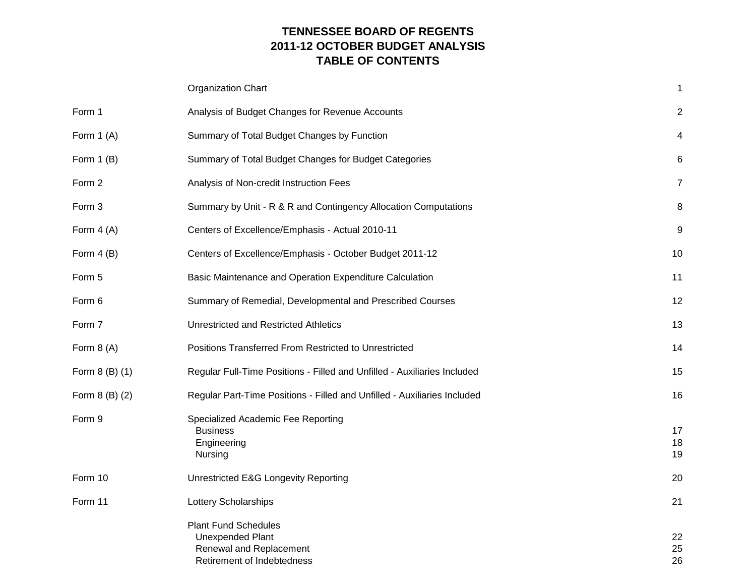# TENNESSEE BOARD OF REGENTS
# 2011-12 OCTOBER BUDGET ANALYSIS
# TABLE OF CONTENTS

| | | |
|---|---|---|
| | Organization Chart | 1 |
| Form 1 | Analysis of Budget Changes for Revenue Accounts | 2 |
| Form 1 (A) | Summary of Total Budget Changes by Function | 4 |
| Form 1 (B) | Summary of Total Budget Changes for Budget Categories | 6 |
| Form 2 | Analysis of Non-credit Instruction Fees | 7 |
| Form 3 | Summary by Unit - R & R and Contingency Allocation Computations | 8 |
| Form 4 (A) | Centers of Excellence/Emphasis - Actual 2010-11 | 9 |
| Form 4 (B) | Centers of Excellence/Emphasis - October Budget 2011-12 | 10 |
| Form 5 | Basic Maintenance and Operation Expenditure Calculation | 11 |
| Form 6 | Summary of Remedial, Developmental and Prescribed Courses | 12 |
| Form 7 | Unrestricted and Restricted Athletics | 13 |
| Form 8 (A) | Positions Transferred From Restricted to Unrestricted | 14 |
| Form 8 (B) (1) | Regular Full-Time Positions - Filled and Unfilled - Auxiliaries Included | 15 |
| Form 8 (B) (2) | Regular Part-Time Positions - Filled and Unfilled - Auxiliaries Included | 16 |
| Form 9 | Specialized Academic Fee Reporting | |
| | Business | 17 |
| | Engineering | 18 |
| | Nursing | 19 |
| Form 10 | Unrestricted E&G Longevity Reporting | 20 |
| Form 11 | Lottery Scholarships | 21 |
| | Plant Fund Schedules | |
| | Unexpended Plant | 22 |
| | Renewal and Replacement | 25 |
| | Retirement of Indebtedness | 26 |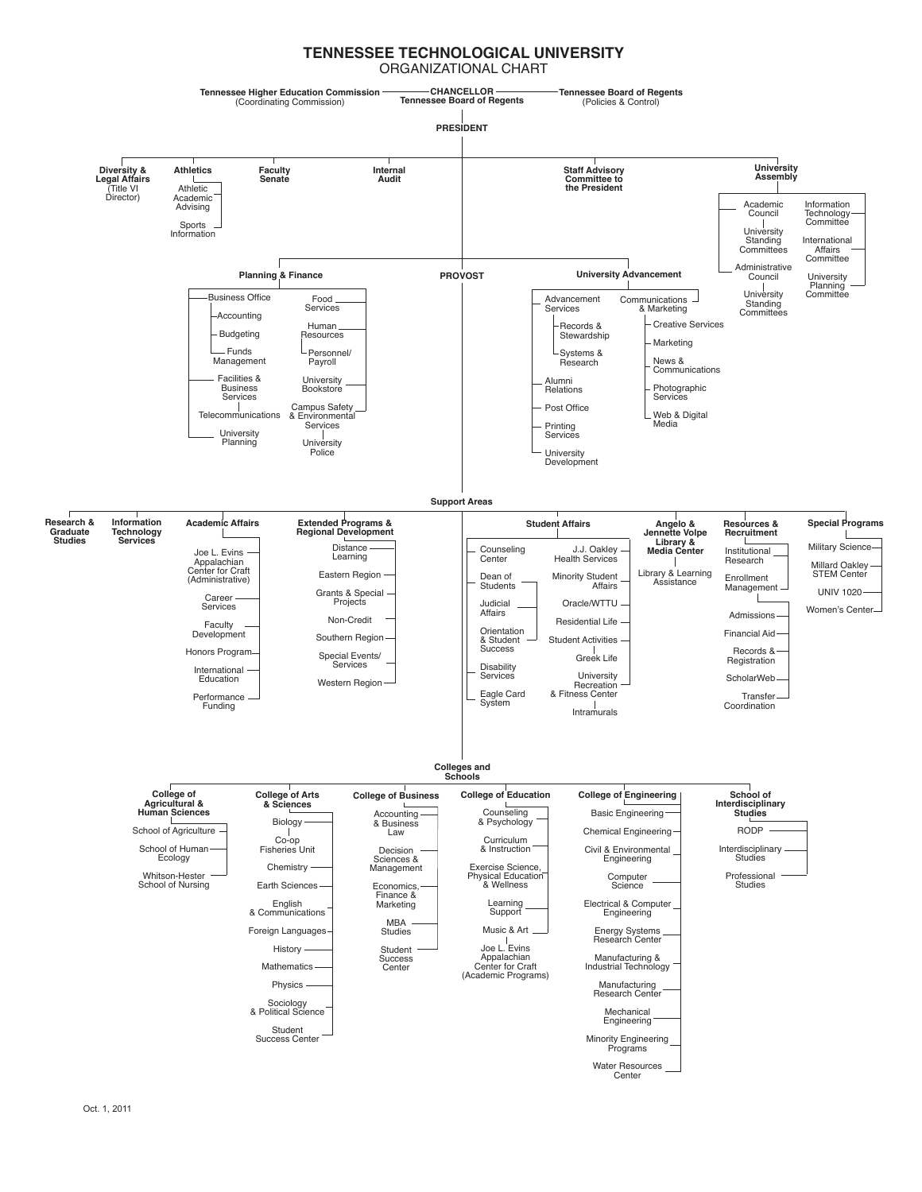# TENNESSEE TECHNOLOGICAL UNIVERSITY

## ORGANIZATIONAL CHART

**Tennessee Higher Education Commission** (Coordinating Commission) — **CHANCELLOR Tennessee Board of Regents** — **Tennessee Board of Regents** (Policies & Control)

**PRESIDENT**

- **Diversity & Legal Affairs** (Title VI Director)
- **Athletics**
  - Athletic Academic Advising
  - Sports Information
- **Faculty Senate**
- **Internal Audit**
- **Staff Advisory Committee to the President**
- **University Assembly**
  - Academic Council
    - University Standing Committees
  - Administrative Council
    - University Standing Committees
  - Information Technology Committee
  - International Affairs Committee
  - University Planning Committee

- **Planning & Finance**
  - Business Office
    - Accounting
    - Budgeting
    - Funds Management
  - Facilities & Business Services
    - Telecommunications
  - University Planning
  - Food Services
  - Human Resources
    - Personnel/Payroll
  - University Bookstore
  - Campus Safety & Environmental Services
    - University Police
- **PROVOST**
- **University Advancement**
  - Advancement Services
    - Records & Stewardship
    - Systems & Research
  - Alumni Relations
  - Post Office
  - Printing Services
  - University Development
  - Communications & Marketing
    - Creative Services
    - Marketing
    - News & Communications
    - Photographic Services
    - Web & Digital Media

### Support Areas

- **Research & Graduate Studies**
- **Information Technology Services**
- **Academic Affairs**
  - Joe L. Evins Appalachian Center for Craft (Administrative)
  - Career Services
  - Faculty Development
  - Honors Program
  - International Education
  - Performance Funding
- **Extended Programs & Regional Development**
  - Distance Learning
  - Eastern Region
  - Grants & Special Projects
  - Non-Credit
  - Southern Region
  - Special Events/ Services
  - Western Region
- **Student Affairs**
  - Counseling Center
  - Dean of Students
  - Judicial Affairs
  - Orientation & Student Success
  - Disability Services
  - Eagle Card System
  - J.J. Oakley Health Services
  - Minority Student Affairs
  - Oracle/WTTU
  - Residential Life
  - Student Activities
    - Greek Life
  - University Recreation & Fitness Center
    - Intramurals
- **Angelo & Jennette Volpe Library & Media Center**
  - Library & Learning Assistance
- **Resources & Recruitment**
  - Institutional Research
  - Enrollment Management
  - Admissions
  - Financial Aid
  - Records & Registration
  - ScholarWeb
  - Transfer Coordination
- **Special Programs**
  - Military Science
  - Millard Oakley STEM Center
  - UNIV 1020
  - Women's Center

### Colleges and Schools

- **College of Agricultural & Human Sciences**
  - School of Agriculture
  - School of Human Ecology
  - Whitson-Hester School of Nursing
- **College of Arts & Sciences**
  - Biology
    - Co-op Fisheries Unit
  - Chemistry
  - Earth Sciences
  - English & Communications
  - Foreign Languages
  - History
  - Mathematics
  - Physics
  - Sociology & Political Science
  - Student Success Center
- **College of Business**
  - Accounting & Business Law
  - Decision Sciences & Management
  - Economics, Finance & Marketing
  - MBA Studies
  - Student Success Center
- **College of Education**
  - Counseling & Psychology
  - Curriculum & Instruction
  - Exercise Science, Physical Education & Wellness
  - Learning Support
  - Music & Art
    - Joe L. Evins Appalachian Center for Craft (Academic Programs)
- **College of Engineering**
  - Basic Engineering
  - Chemical Engineering
  - Civil & Environmental Engineering
  - Computer Science
  - Electrical & Computer Engineering
  - Energy Systems Research Center
  - Manufacturing & Industrial Technology
  - Manufacturing Research Center
  - Mechanical Engineering
  - Minority Engineering Programs
  - Water Resources Center
- **School of Interdisciplinary Studies**
  - RODP
  - Interdisciplinary Studies
  - Professional Studies

Oct. 1, 2011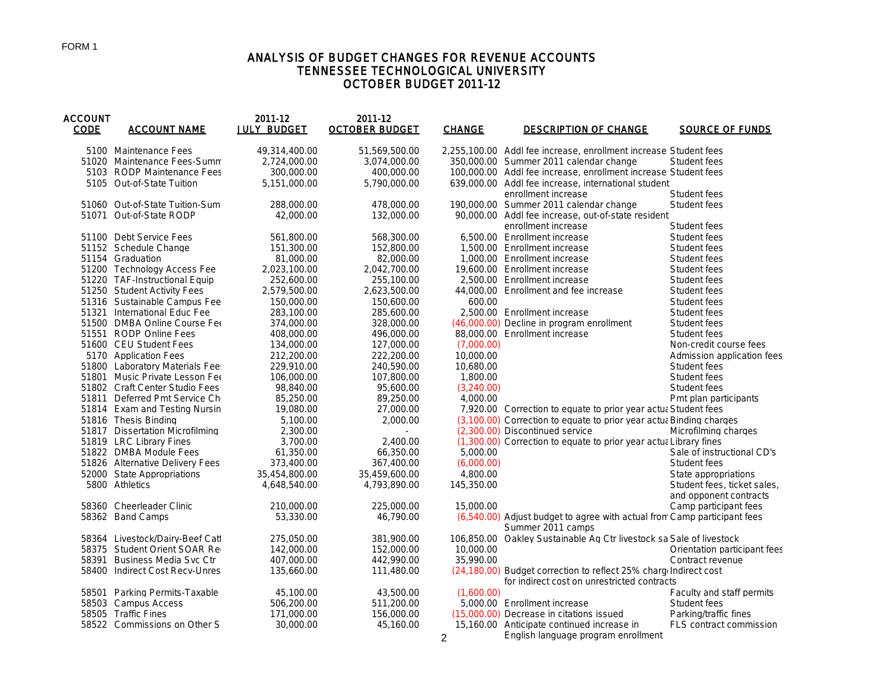FORM 1

# ANALYSIS OF BUDGET CHANGES FOR REVENUE ACCOUNTS
## TENNESSEE TECHNOLOGICAL UNIVERSITY
## OCTOBER BUDGET 2011-12

| ACCOUNT CODE | ACCOUNT NAME | 2011-12 JULY BUDGET | 2011-12 OCTOBER BUDGET | CHANGE | DESCRIPTION OF CHANGE | SOURCE OF FUNDS |
|---|---|---|---|---|---|---|
| 5100 | Maintenance Fees | 49,314,400.00 | 51,569,500.00 | 2,255,100.00 | Addl fee increase, enrollment increase | Student fees |
| 51020 | Maintenance Fees-Summ | 2,724,000.00 | 3,074,000.00 | 350,000.00 | Summer 2011 calendar change | Student fees |
| 5103 | RODP Maintenance Fees | 300,000.00 | 400,000.00 | 100,000.00 | Addl fee increase, enrollment increase | Student fees |
| 5105 | Out-of-State Tuition | 5,151,000.00 | 5,790,000.00 | 639,000.00 | Addl fee increase, international student enrollment increase | Student fees |
| 51060 | Out-of-State Tuition-Sum | 288,000.00 | 478,000.00 | 190,000.00 | Summer 2011 calendar change | Student fees |
| 51071 | Out-of-State RODP | 42,000.00 | 132,000.00 | 90,000.00 | Addl fee increase, out-of-state resident enrollment increase | Student fees |
| 51100 | Debt Service Fees | 561,800.00 | 568,300.00 | 6,500.00 | Enrollment increase | Student fees |
| 51152 | Schedule Change | 151,300.00 | 152,800.00 | 1,500.00 | Enrollment increase | Student fees |
| 51154 | Graduation | 81,000.00 | 82,000.00 | 1,000.00 | Enrollment increase | Student fees |
| 51200 | Technology Access Fee | 2,023,100.00 | 2,042,700.00 | 19,600.00 | Enrollment increase | Student fees |
| 51220 | TAF-Instructional Equip | 252,600.00 | 255,100.00 | 2,500.00 | Enrollment increase | Student fees |
| 51250 | Student Activity Fees | 2,579,500.00 | 2,623,500.00 | 44,000.00 | Enrollment and fee increase | Student fees |
| 51316 | Sustainable Campus Fee | 150,000.00 | 150,600.00 | 600.00 | | Student fees |
| 51321 | International Educ Fee | 283,100.00 | 285,600.00 | 2,500.00 | Enrollment increase | Student fees |
| 51500 | DMBA Online Course Fee | 374,000.00 | 328,000.00 | (46,000.00) | Decline in program enrollment | Student fees |
| 51551 | RODP Online Fees | 408,000.00 | 496,000.00 | 88,000.00 | Enrollment increase | Student fees |
| 51600 | CEU Student Fees | 134,000.00 | 127,000.00 | (7,000.00) | | Non-credit course fees |
| 5170 | Application Fees | 212,200.00 | 222,200.00 | 10,000.00 | | Admission application fees |
| 51800 | Laboratory Materials Fees | 229,910.00 | 240,590.00 | 10,680.00 | | Student fees |
| 51801 | Music Private Lesson Fee | 106,000.00 | 107,800.00 | 1,800.00 | | Student fees |
| 51802 | Craft Center Studio Fees | 98,840.00 | 95,600.00 | (3,240.00) | | Student fees |
| 51811 | Deferred Pmt Service Ch | 85,250.00 | 89,250.00 | 4,000.00 | | Pmt plan participants |
| 51814 | Exam and Testing Nursin | 19,080.00 | 27,000.00 | 7,920.00 | Correction to equate to prior year actua | Student fees |
| 51816 | Thesis Binding | 5,100.00 | 2,000.00 | (3,100.00) | Correction to equate to prior year actua | Binding charges |
| 51817 | Dissertation Microfilming | 2,300.00 | - | (2,300.00) | Discontinued service | Microfilming charges |
| 51819 | LRC Library Fines | 3,700.00 | 2,400.00 | (1,300.00) | Correction to equate to prior year actua | Library fines |
| 51822 | DMBA Module Fees | 61,350.00 | 66,350.00 | 5,000.00 | | Sale of instructional CD's |
| 51826 | Alternative Delivery Fees | 373,400.00 | 367,400.00 | (6,000.00) | | Student fees |
| 52000 | State Appropriations | 35,454,800.00 | 35,459,600.00 | 4,800.00 | | State appropriations |
| 5800 | Athletics | 4,648,540.00 | 4,793,890.00 | 145,350.00 | | Student fees, ticket sales, and opponent contracts |
| 58360 | Cheerleader Clinic | 210,000.00 | 225,000.00 | 15,000.00 | | Camp participant fees |
| 58362 | Band Camps | 53,330.00 | 46,790.00 | (6,540.00) | Adjust budget to agree with actual from Summer 2011 camps | Camp participant fees |
| 58364 | Livestock/Dairy-Beef Catt | 275,050.00 | 381,900.00 | 106,850.00 | Oakley Sustainable Ag Ctr livestock sa | Sale of livestock |
| 58375 | Student Orient SOAR Re | 142,000.00 | 152,000.00 | 10,000.00 | | Orientation participant fees |
| 58391 | Business Media Svc Ctr | 407,000.00 | 442,990.00 | 35,990.00 | | Contract revenue |
| 58400 | Indirect Cost Recv-Unres | 135,660.00 | 111,480.00 | (24,180.00) | Budget correction to reflect 25% charge for indirect cost on unrestricted contracts | Indirect cost |
| 58501 | Parking Permits-Taxable | 45,100.00 | 43,500.00 | (1,600.00) | | Faculty and staff permits |
| 58503 | Campus Access | 506,200.00 | 511,200.00 | 5,000.00 | Enrollment increase | Student fees |
| 58505 | Traffic Fines | 171,000.00 | 156,000.00 | (15,000.00) | Decrease in citations issued | Parking/traffic fines |
| 58522 | Commissions on Other S | 30,000.00 | 45,160.00 | 15,160.00 | Anticipate continued increase in English language program enrollment | FLS contract commission |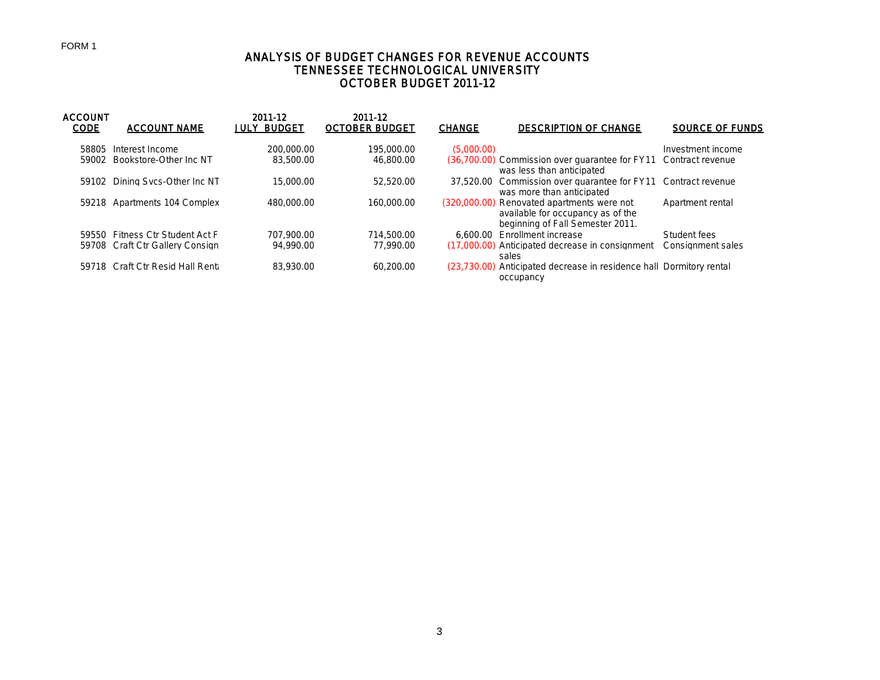FORM 1

# ANALYSIS OF BUDGET CHANGES FOR REVENUE ACCOUNTS
## TENNESSEE TECHNOLOGICAL UNIVERSITY
## OCTOBER BUDGET 2011-12

| ACCOUNT CODE | ACCOUNT NAME | 2011-12 JULY BUDGET | 2011-12 OCTOBER BUDGET | CHANGE | DESCRIPTION OF CHANGE | SOURCE OF FUNDS |
|---|---|---|---|---|---|---|
| 58805 | Interest Income | 200,000.00 | 195,000.00 | (5,000.00) | | Investment income |
| 59002 | Bookstore-Other Inc NT | 83,500.00 | 46,800.00 | (36,700.00) | Commission over guarantee for FY11 was less than anticipated | Contract revenue |
| 59102 | Dining Svcs-Other Inc NT | 15,000.00 | 52,520.00 | 37,520.00 | Commission over guarantee for FY11 was more than anticipated | Contract revenue |
| 59218 | Apartments 104 Complex | 480,000.00 | 160,000.00 | (320,000.00) | Renovated apartments were not available for occupancy as of the beginning of Fall Semester 2011. | Apartment rental |
| 59550 | Fitness Ctr Student Act F | 707,900.00 | 714,500.00 | 6,600.00 | Enrollment increase | Student fees |
| 59708 | Craft Ctr Gallery Consign | 94,990.00 | 77,990.00 | (17,000.00) | Anticipated decrease in consignment sales | Consignment sales |
| 59718 | Craft Ctr Resid Hall Renta | 83,930.00 | 60,200.00 | (23,730.00) | Anticipated decrease in residence hall occupancy | Dormitory rental |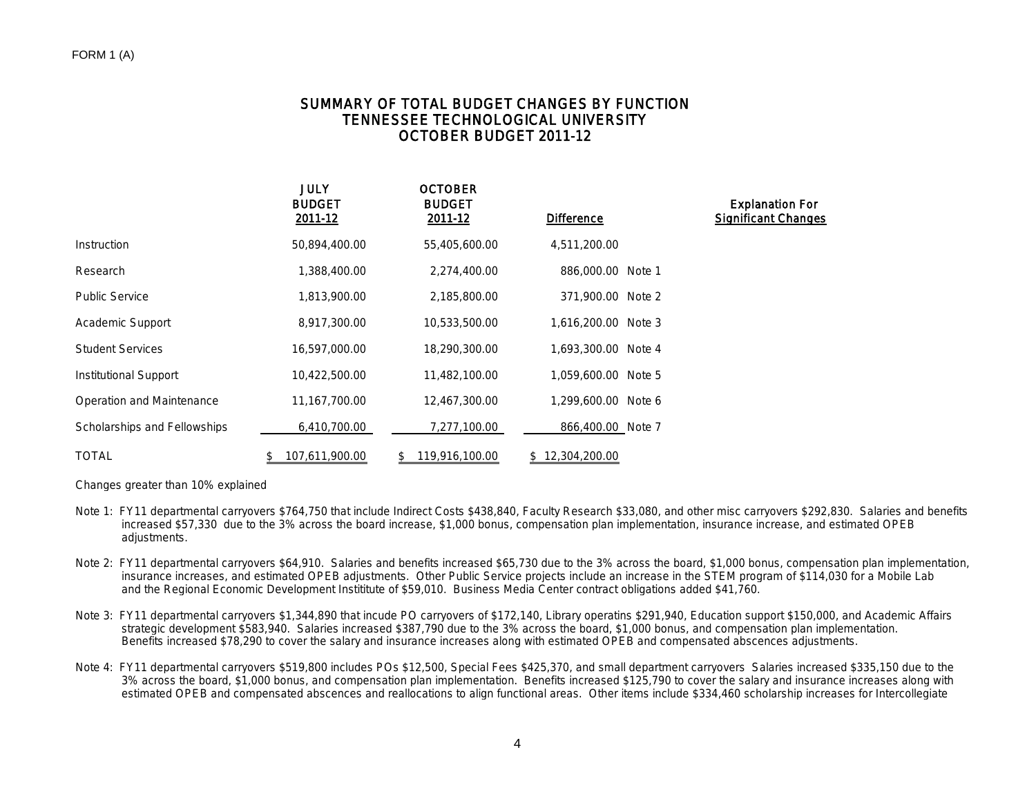FORM 1 (A)

# SUMMARY OF TOTAL BUDGET CHANGES BY FUNCTION
## TENNESSEE TECHNOLOGICAL UNIVERSITY
## OCTOBER BUDGET 2011-12

| | JULY BUDGET 2011-12 | OCTOBER BUDGET 2011-12 | Difference | | Explanation For Significant Changes |
|---|---|---|---|---|---|
| Instruction | 50,894,400.00 | 55,405,600.00 | 4,511,200.00 | | |
| Research | 1,388,400.00 | 2,274,400.00 | 886,000.00 | Note 1 | |
| Public Service | 1,813,900.00 | 2,185,800.00 | 371,900.00 | Note 2 | |
| Academic Support | 8,917,300.00 | 10,533,500.00 | 1,616,200.00 | Note 3 | |
| Student Services | 16,597,000.00 | 18,290,300.00 | 1,693,300.00 | Note 4 | |
| Institutional Support | 10,422,500.00 | 11,482,100.00 | 1,059,600.00 | Note 5 | |
| Operation and Maintenance | 11,167,700.00 | 12,467,300.00 | 1,299,600.00 | Note 6 | |
| Scholarships and Fellowships | 6,410,700.00 | 7,277,100.00 | 866,400.00 | Note 7 | |
| TOTAL | $ 107,611,900.00 | $ 119,916,100.00 | $ 12,304,200.00 | | |

Changes greater than 10% explained

Note 1: FY11 departmental carryovers $764,750 that include Indirect Costs $438,840, Faculty Research $33,080, and other misc carryovers $292,830. Salaries and benefits increased $57,330 due to the 3% across the board increase, $1,000 bonus, compensation plan implementation, insurance increase, and estimated OPEB adjustments.

Note 2: FY11 departmental carryovers $64,910. Salaries and benefits increased $65,730 due to the 3% across the board, $1,000 bonus, compensation plan implementation, insurance increases, and estimated OPEB adjustments. Other Public Service projects include an increase in the STEM program of $114,030 for a Mobile Lab and the Regional Economic Development Instititute of $59,010. Business Media Center contract obligations added $41,760.

Note 3: FY11 departmental carryovers $1,344,890 that incude PO carryovers of $172,140, Library operatins $291,940, Education support $150,000, and Academic Affairs strategic development $583,940. Salaries increased $387,790 due to the 3% across the board, $1,000 bonus, and compensation plan implementation. Benefits increased $78,290 to cover the salary and insurance increases along with estimated OPEB and compensated abscences adjustments.

Note 4: FY11 departmental carryovers $519,800 includes POs $12,500, Special Fees $425,370, and small department carryovers Salaries increased $335,150 due to the 3% across the board, $1,000 bonus, and compensation plan implementation. Benefits increased $125,790 to cover the salary and insurance increases along with estimated OPEB and compensated abscences and reallocations to align functional areas. Other items include $334,460 scholarship increases for Intercollegiate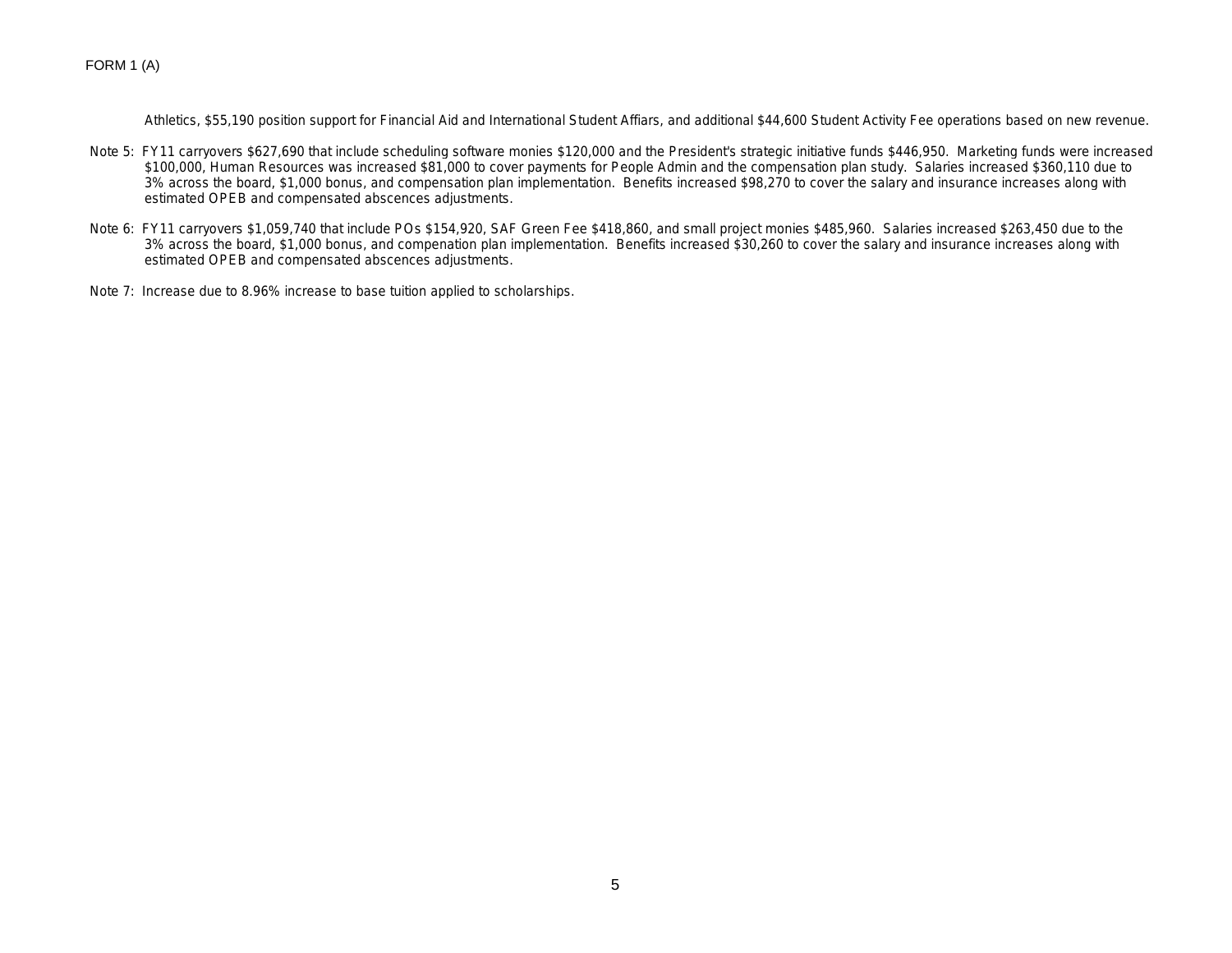FORM 1 (A)

Athletics, $55,190 position support for Financial Aid and International Student Affiars, and additional $44,600 Student Activity Fee operations based on new revenue.

Note 5: FY11 carryovers $627,690 that include scheduling software monies $120,000 and the President's strategic initiative funds $446,950. Marketing funds were increased $100,000, Human Resources was increased $81,000 to cover payments for People Admin and the compensation plan study. Salaries increased $360,110 due to 3% across the board, $1,000 bonus, and compensation plan implementation. Benefits increased $98,270 to cover the salary and insurance increases along with estimated OPEB and compensated abscences adjustments.

Note 6: FY11 carryovers $1,059,740 that include POs $154,920, SAF Green Fee $418,860, and small project monies $485,960. Salaries increased $263,450 due to the 3% across the board, $1,000 bonus, and compenation plan implementation. Benefits increased $30,260 to cover the salary and insurance increases along with estimated OPEB and compensated abscences adjustments.

Note 7: Increase due to 8.96% increase to base tuition applied to scholarships.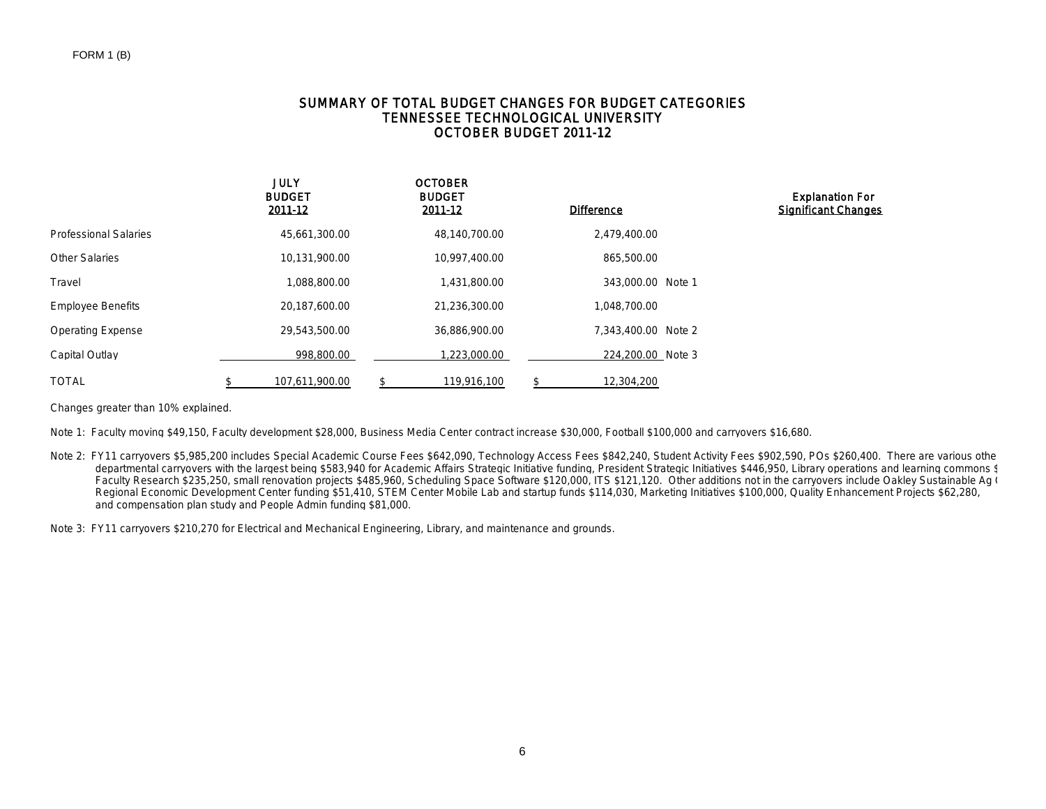FORM 1 (B)

# SUMMARY OF TOTAL BUDGET CHANGES FOR BUDGET CATEGORIES
## TENNESSEE TECHNOLOGICAL UNIVERSITY
## OCTOBER BUDGET 2011-12

| | JULY BUDGET 2011-12 | OCTOBER BUDGET 2011-12 | Difference | | Explanation For Significant Changes |
|---|---|---|---|---|---|
| Professional Salaries | 45,661,300.00 | 48,140,700.00 | 2,479,400.00 | | |
| Other Salaries | 10,131,900.00 | 10,997,400.00 | 865,500.00 | | |
| Travel | 1,088,800.00 | 1,431,800.00 | 343,000.00 | Note 1 | |
| Employee Benefits | 20,187,600.00 | 21,236,300.00 | 1,048,700.00 | | |
| Operating Expense | 29,543,500.00 | 36,886,900.00 | 7,343,400.00 | Note 2 | |
| Capital Outlay | 998,800.00 | 1,223,000.00 | 224,200.00 | Note 3 | |
| TOTAL | $ 107,611,900.00 | $ 119,916,100 | $ 12,304,200 | | |

Changes greater than 10% explained.

Note 1: Faculty moving $49,150, Faculty development $28,000, Business Media Center contract increase $30,000, Football $100,000 and carryovers $16,680.

Note 2: FY11 carryovers $5,985,200 includes Special Academic Course Fees $642,090, Technology Access Fees $842,240, Student Activity Fees $902,590, POs $260,400. There are various othe departmental carryovers with the largest being $583,940 for Academic Affairs Strategic Initiative funding, President Strategic Initiatives $446,950, Library operations and learning commons $ Faculty Research $235,250, small renovation projects $485,960, Scheduling Space Software $120,000, ITS $121,120. Other additions not in the carryovers include Oakley Sustainable Ag ( Regional Economic Development Center funding $51,410, STEM Center Mobile Lab and startup funds $114,030, Marketing Initiatives $100,000, Quality Enhancement Projects $62,280, and compensation plan study and People Admin funding $81,000.

Note 3: FY11 carryovers $210,270 for Electrical and Mechanical Engineering, Library, and maintenance and grounds.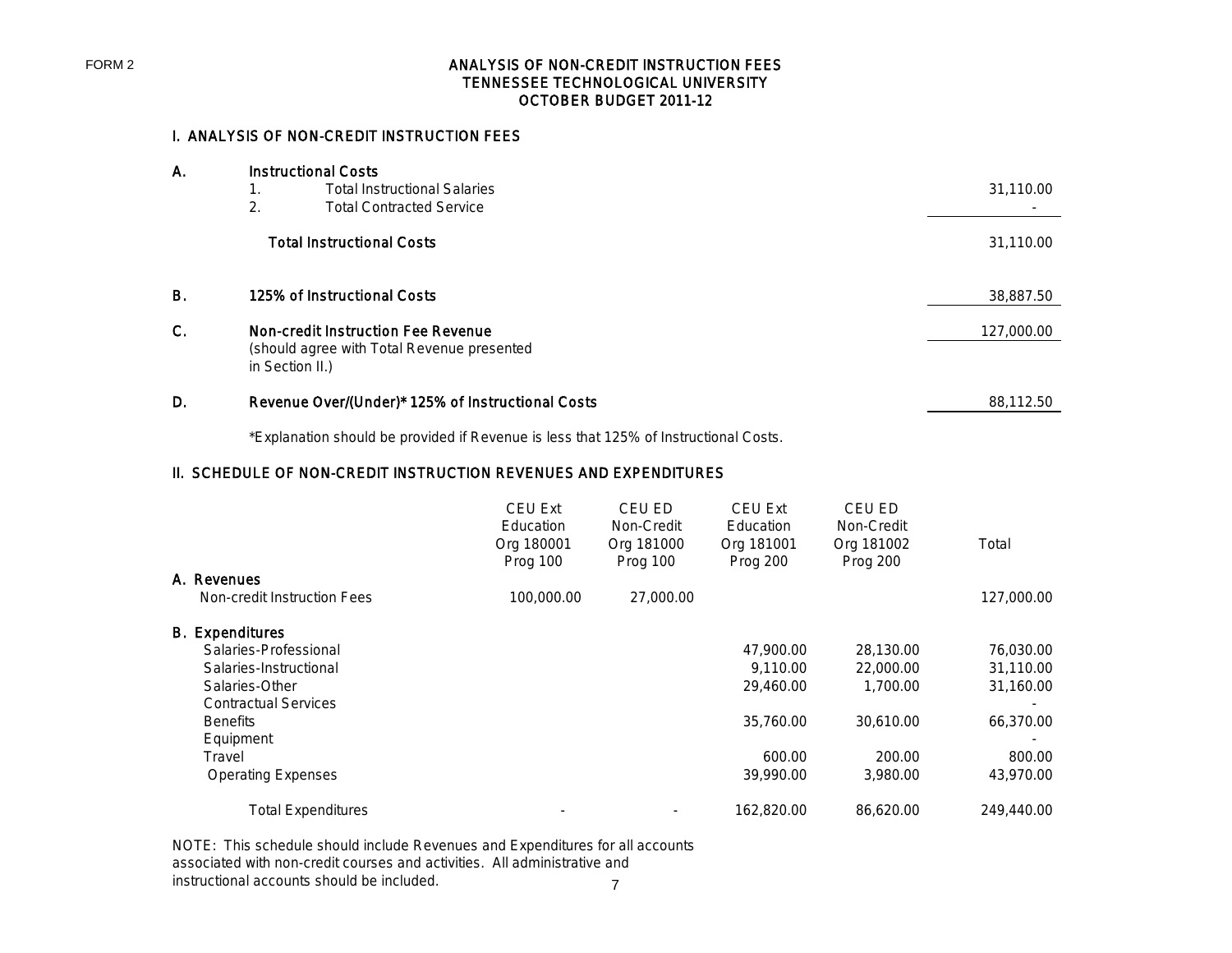FORM 2

# ANALYSIS OF NON-CREDIT INSTRUCTION FEES
# TENNESSEE TECHNOLOGICAL UNIVERSITY
# OCTOBER BUDGET 2011-12

## I. ANALYSIS OF NON-CREDIT INSTRUCTION FEES

| | | |
|---|---|---|
| A. | **Instructional Costs** | |
| | 1. Total Instructional Salaries | 31,110.00 |
| | 2. Total Contracted Service | - |
| | **Total Instructional Costs** | 31,110.00 |
| B. | **125% of Instructional Costs** | 38,887.50 |
| C. | **Non-credit Instruction Fee Revenue** (should agree with Total Revenue presented in Section II.) | 127,000.00 |
| D. | **Revenue Over/(Under)* 125% of Instructional Costs** | 88,112.50 |

*Explanation should be provided if Revenue is less that 125% of Instructional Costs.

## II. SCHEDULE OF NON-CREDIT INSTRUCTION REVENUES AND EXPENDITURES

| | CEU Ext Education Org 180001 Prog 100 | CEU ED Non-Credit Org 181000 Prog 100 | CEU Ext Education Org 181001 Prog 200 | CEU ED Non-Credit Org 181002 Prog 200 | Total |
|---|---|---|---|---|---|
| **A. Revenues** | | | | | |
| Non-credit Instruction Fees | 100,000.00 | 27,000.00 | | | 127,000.00 |
| **B. Expenditures** | | | | | |
| Salaries-Professional | | | 47,900.00 | 28,130.00 | 76,030.00 |
| Salaries-Instructional | | | 9,110.00 | 22,000.00 | 31,110.00 |
| Salaries-Other | | | 29,460.00 | 1,700.00 | 31,160.00 |
| Contractual Services | | | | | - |
| Benefits | | | 35,760.00 | 30,610.00 | 66,370.00 |
| Equipment | | | | | - |
| Travel | | | 600.00 | 200.00 | 800.00 |
| Operating Expenses | | | 39,990.00 | 3,980.00 | 43,970.00 |
| Total Expenditures | - | - | 162,820.00 | 86,620.00 | 249,440.00 |

NOTE: This schedule should include Revenues and Expenditures for all accounts associated with non-credit courses and activities. All administrative and instructional accounts should be included.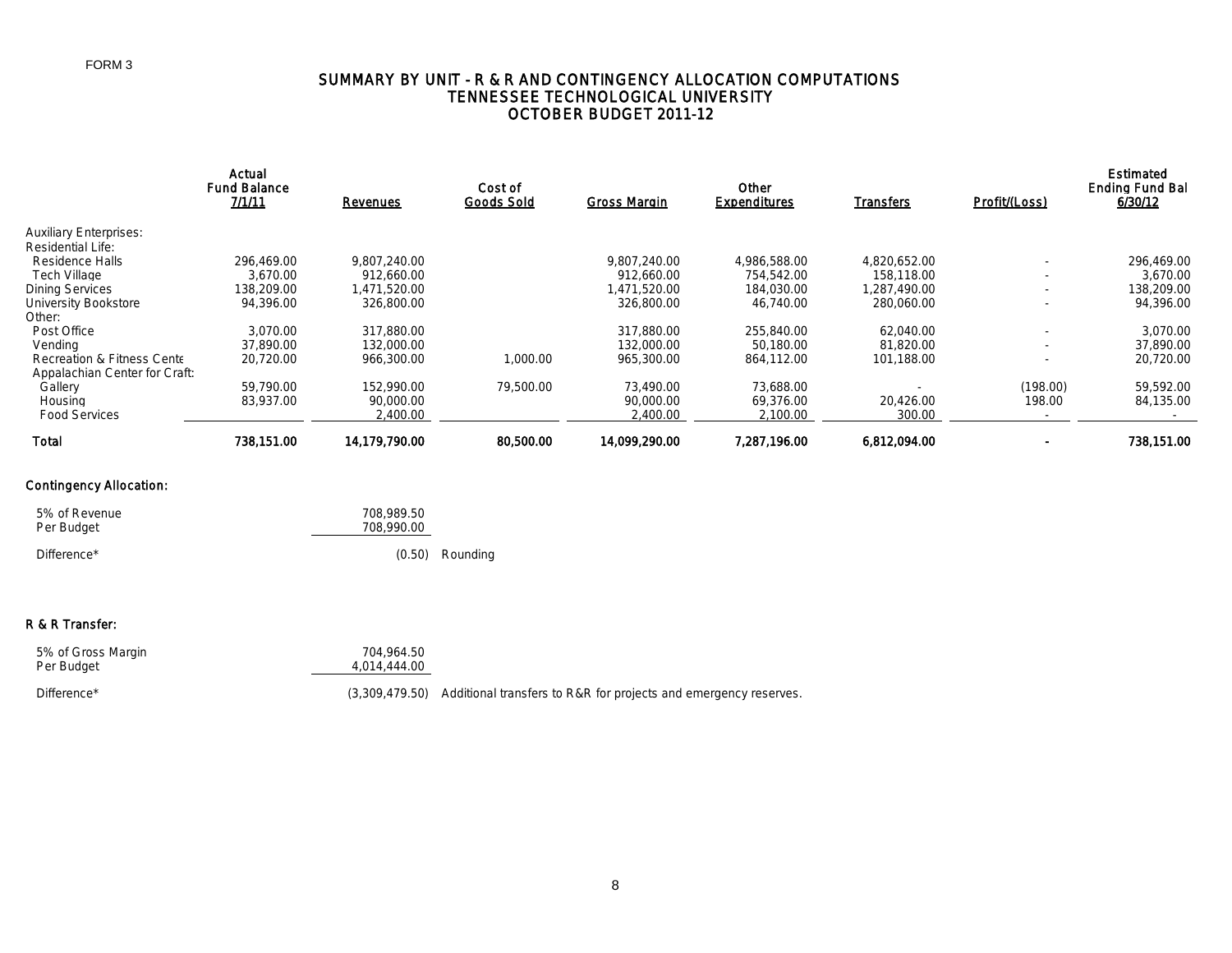FORM 3

# SUMMARY BY UNIT - R & R AND CONTINGENCY ALLOCATION COMPUTATIONS
## TENNESSEE TECHNOLOGICAL UNIVERSITY
## OCTOBER BUDGET 2011-12

| | Actual Fund Balance 7/1/11 | Revenues | Cost of Goods Sold | Gross Margin | Other Expenditures | Transfers | Profit/(Loss) | Estimated Ending Fund Bal 6/30/12 |
|---|---|---|---|---|---|---|---|---|
| Auxiliary Enterprises: | | | | | | | | |
| Residential Life: | | | | | | | | |
| Residence Halls | 296,469.00 | 9,807,240.00 | | 9,807,240.00 | 4,986,588.00 | 4,820,652.00 | - | 296,469.00 |
| Tech Village | 3,670.00 | 912,660.00 | | 912,660.00 | 754,542.00 | 158,118.00 | - | 3,670.00 |
| Dining Services | 138,209.00 | 1,471,520.00 | | 1,471,520.00 | 184,030.00 | 1,287,490.00 | - | 138,209.00 |
| University Bookstore | 94,396.00 | 326,800.00 | | 326,800.00 | 46,740.00 | 280,060.00 | - | 94,396.00 |
| Other: | | | | | | | | |
| Post Office | 3,070.00 | 317,880.00 | | 317,880.00 | 255,840.00 | 62,040.00 | - | 3,070.00 |
| Vending | 37,890.00 | 132,000.00 | | 132,000.00 | 50,180.00 | 81,820.00 | - | 37,890.00 |
| Recreation & Fitness Cente | 20,720.00 | 966,300.00 | 1,000.00 | 965,300.00 | 864,112.00 | 101,188.00 | - | 20,720.00 |
| Appalachian Center for Craft: | | | | | | | | |
| Gallery | 59,790.00 | 152,990.00 | 79,500.00 | 73,490.00 | 73,688.00 | - | (198.00) | 59,592.00 |
| Housing | 83,937.00 | 90,000.00 | | 90,000.00 | 69,376.00 | 20,426.00 | 198.00 | 84,135.00 |
| Food Services | | 2,400.00 | | 2,400.00 | 2,100.00 | 300.00 | - | - |
| **Total** | **738,151.00** | **14,179,790.00** | **80,500.00** | **14,099,290.00** | **7,287,196.00** | **6,812,094.00** | **-** | **738,151.00** |

**Contingency Allocation:**

| | | |
|---|---|---|
| 5% of Revenue | 708,989.50 | |
| Per Budget | 708,990.00 | |
| Difference* | (0.50) | Rounding |

**R & R Transfer:**

| | | |
|---|---|---|
| 5% of Gross Margin | 704,964.50 | |
| Per Budget | 4,014,444.00 | |
| Difference* | (3,309,479.50) | Additional transfers to R&R for projects and emergency reserves. |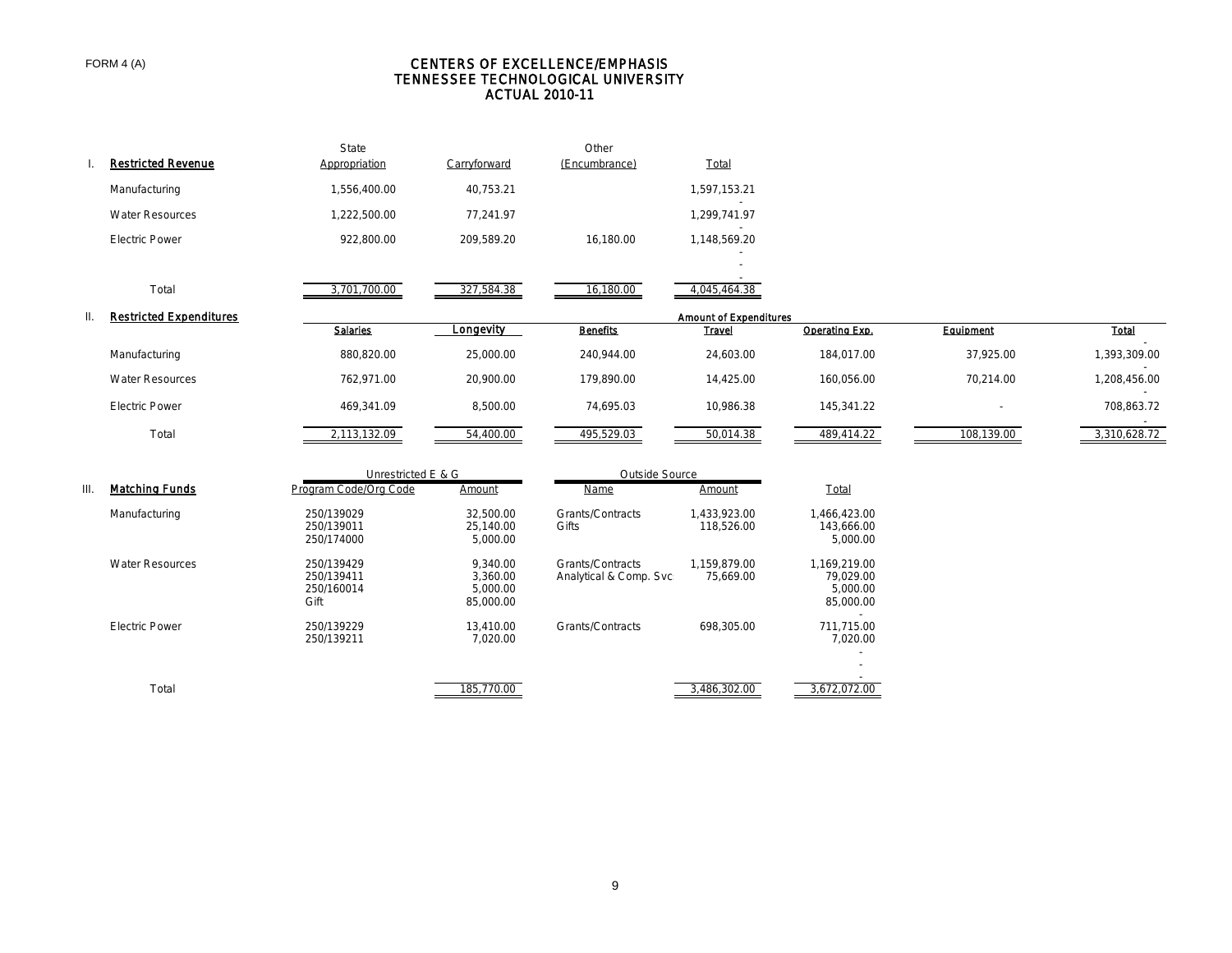FORM 4 (A)

# CENTERS OF EXCELLENCE/EMPHASIS
## TENNESSEE TECHNOLOGICAL UNIVERSITY
## ACTUAL 2010-11

| I. Restricted Revenue | State Appropriation | Carryforward | Other (Encumbrance) | Total |
|---|---|---|---|---|
| Manufacturing | 1,556,400.00 | 40,753.21 | | 1,597,153.21 |
| Water Resources | 1,222,500.00 | 77,241.97 | | 1,299,741.97 |
| Electric Power | 922,800.00 | 209,589.20 | 16,180.00 | 1,148,569.20 |
| Total | 3,701,700.00 | 327,584.38 | 16,180.00 | 4,045,464.38 |

| II. Restricted Expenditures | Amount of Expenditures | | | | | | |
|---|---|---|---|---|---|---|---|
| | Salaries | Longevity | Benefits | Travel | Operating Exp. | Equipment | Total |
| Manufacturing | 880,820.00 | 25,000.00 | 240,944.00 | 24,603.00 | 184,017.00 | 37,925.00 | 1,393,309.00 |
| Water Resources | 762,971.00 | 20,900.00 | 179,890.00 | 14,425.00 | 160,056.00 | 70,214.00 | 1,208,456.00 |
| Electric Power | 469,341.09 | 8,500.00 | 74,695.03 | 10,986.38 | 145,341.22 | - | 708,863.72 |
| Total | 2,113,132.09 | 54,400.00 | 495,529.03 | 50,014.38 | 489,414.22 | 108,139.00 | 3,310,628.72 |

| III. Matching Funds | Unrestricted E & G | | Outside Source | | |
|---|---|---|---|---|---|
| | Program Code/Org Code | Amount | Name | Amount | Total |
| Manufacturing | 250/139029 | 32,500.00 | Grants/Contracts | 1,433,923.00 | 1,466,423.00 |
| | 250/139011 | 25,140.00 | Gifts | 118,526.00 | 143,666.00 |
| | 250/174000 | 5,000.00 | | | 5,000.00 |
| Water Resources | 250/139429 | 9,340.00 | Grants/Contracts | 1,159,879.00 | 1,169,219.00 |
| | 250/139411 | 3,360.00 | Analytical & Comp. Svc | 75,669.00 | 79,029.00 |
| | 250/160014 | 5,000.00 | | | 5,000.00 |
| | Gift | 85,000.00 | | | 85,000.00 |
| Electric Power | 250/139229 | 13,410.00 | Grants/Contracts | 698,305.00 | 711,715.00 |
| | 250/139211 | 7,020.00 | | | 7,020.00 |
| Total | | 185,770.00 | | 3,486,302.00 | 3,672,072.00 |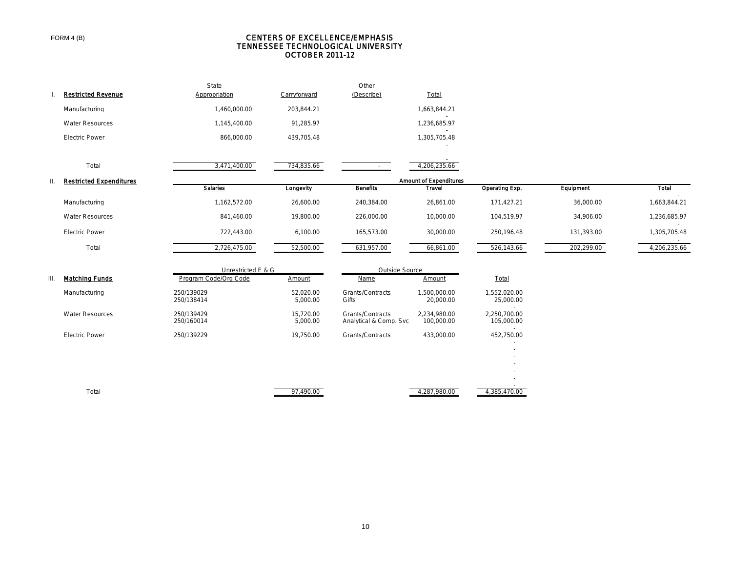FORM 4 (B)

# CENTERS OF EXCELLENCE/EMPHASIS
## TENNESSEE TECHNOLOGICAL UNIVERSITY
## OCTOBER 2011-12

### I. Restricted Revenue

| Restricted Revenue | State Appropriation | Carryforward | Other (Describe) | Total |
|---|---|---|---|---|
| Manufacturing | 1,460,000.00 | 203,844.21 | | 1,663,844.21 |
| Water Resources | 1,145,400.00 | 91,285.97 | | 1,236,685.97 |
| Electric Power | 866,000.00 | 439,705.48 | | 1,305,705.48 |
| Total | 3,471,400.00 | 734,835.66 | - | 4,206,235.66 |

### II. Restricted Expenditures

| Restricted Expenditures | Amount of Expenditures | | | | | | |
|---|---|---|---|---|---|---|---|
| | Salaries | Longevity | Benefits | Travel | Operating Exp. | Equipment | Total |
| Manufacturing | 1,162,572.00 | 26,600.00 | 240,384.00 | 26,861.00 | 171,427.21 | 36,000.00 | 1,663,844.21 |
| Water Resources | 841,460.00 | 19,800.00 | 226,000.00 | 10,000.00 | 104,519.97 | 34,906.00 | 1,236,685.97 |
| Electric Power | 722,443.00 | 6,100.00 | 165,573.00 | 30,000.00 | 250,196.48 | 131,393.00 | 1,305,705.48 |
| Total | 2,726,475.00 | 52,500.00 | 631,957.00 | 66,861.00 | 526,143.66 | 202,299.00 | 4,206,235.66 |

### III. Matching Funds

| Matching Funds | Unrestricted E & G | | Outside Source | | |
|---|---|---|---|---|---|
| | Program Code/Org Code | Amount | Name | Amount | Total |
| Manufacturing | 250/139029 | 52,020.00 | Grants/Contracts | 1,500,000.00 | 1,552,020.00 |
| | 250/138414 | 5,000.00 | Gifts | 20,000.00 | 25,000.00 |
| Water Resources | 250/139429 | 15,720.00 | Grants/Contracts | 2,234,980.00 | 2,250,700.00 |
| | 250/160014 | 5,000.00 | Analytical & Comp. Svc | 100,000.00 | 105,000.00 |
| Electric Power | 250/139229 | 19,750.00 | Grants/Contracts | 433,000.00 | 452,750.00 |
| Total | | 97,490.00 | | 4,287,980.00 | 4,385,470.00 |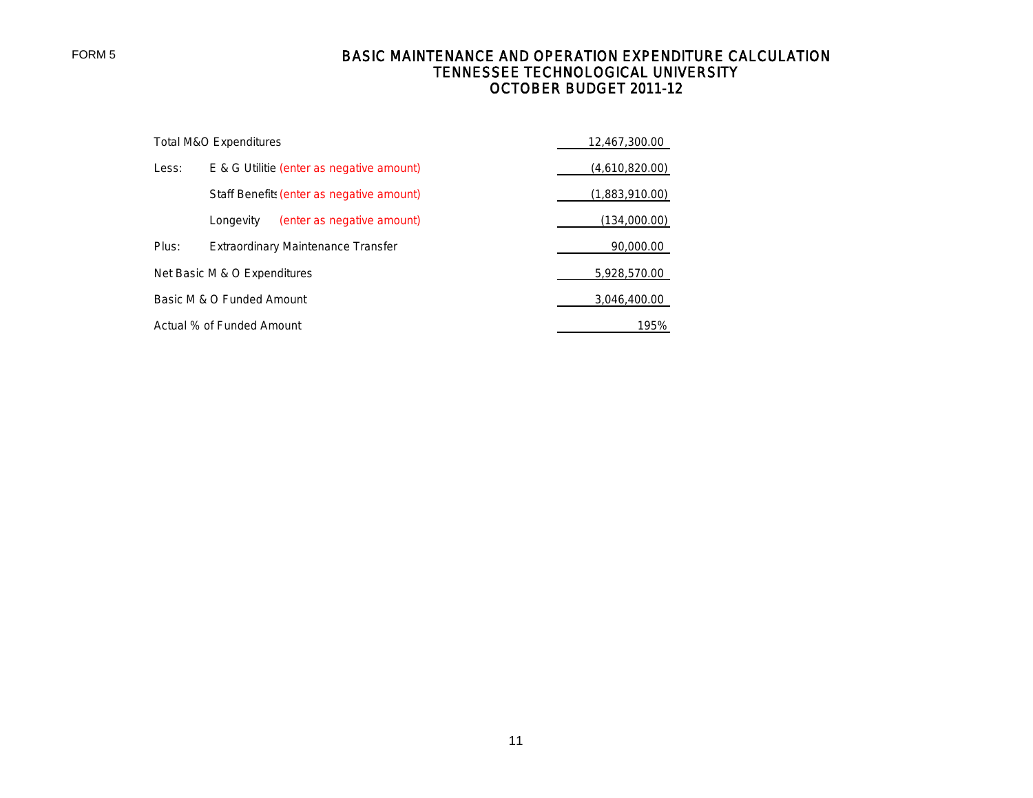FORM 5

# BASIC MAINTENANCE AND OPERATION EXPENDITURE CALCULATION
## TENNESSEE TECHNOLOGICAL UNIVERSITY
## OCTOBER BUDGET 2011-12

| | | |
|---|---|---|
| Total M&O Expenditures | | 12,467,300.00 |
| Less: | E & G Utilitie (enter as negative amount) | (4,610,820.00) |
| | Staff Benefits (enter as negative amount) | (1,883,910.00) |
| | Longevity (enter as negative amount) | (134,000.00) |
| Plus: | Extraordinary Maintenance Transfer | 90,000.00 |
| Net Basic M & O Expenditures | | 5,928,570.00 |
| Basic M & O Funded Amount | | 3,046,400.00 |
| Actual % of Funded Amount | | 195% |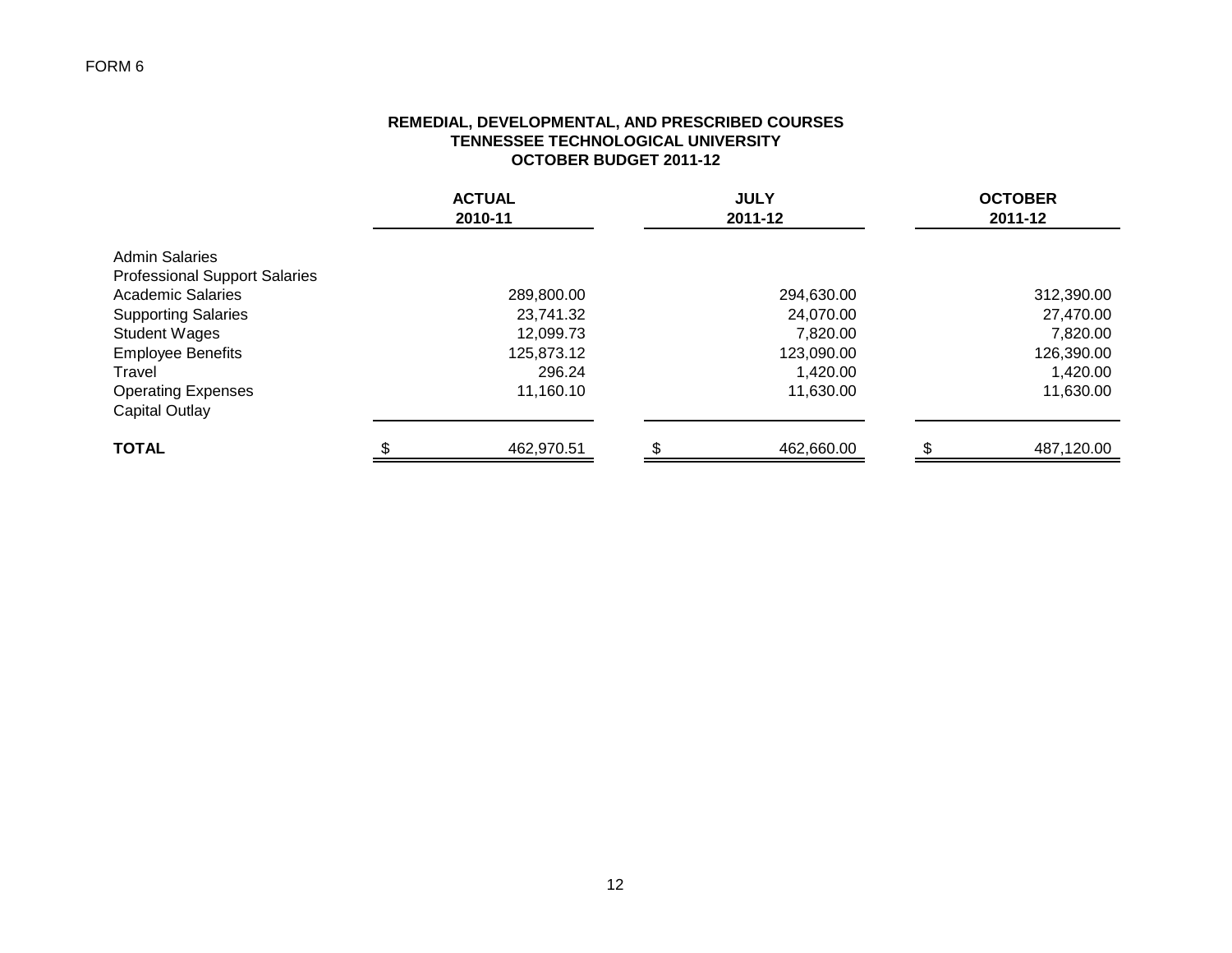FORM 6

**REMEDIAL, DEVELOPMENTAL, AND PRESCRIBED COURSES**
**TENNESSEE TECHNOLOGICAL UNIVERSITY**
**OCTOBER BUDGET 2011-12**

| | ACTUAL 2010-11 | JULY 2011-12 | OCTOBER 2011-12 |
|---|---|---|---|
| Admin Salaries | | | |
| Professional Support Salaries | | | |
| Academic Salaries | 289,800.00 | 294,630.00 | 312,390.00 |
| Supporting Salaries | 23,741.32 | 24,070.00 | 27,470.00 |
| Student Wages | 12,099.73 | 7,820.00 | 7,820.00 |
| Employee Benefits | 125,873.12 | 123,090.00 | 126,390.00 |
| Travel | 296.24 | 1,420.00 | 1,420.00 |
| Operating Expenses | 11,160.10 | 11,630.00 | 11,630.00 |
| Capital Outlay | | | |
| **TOTAL** | $ 462,970.51 | $ 462,660.00 | $ 487,120.00 |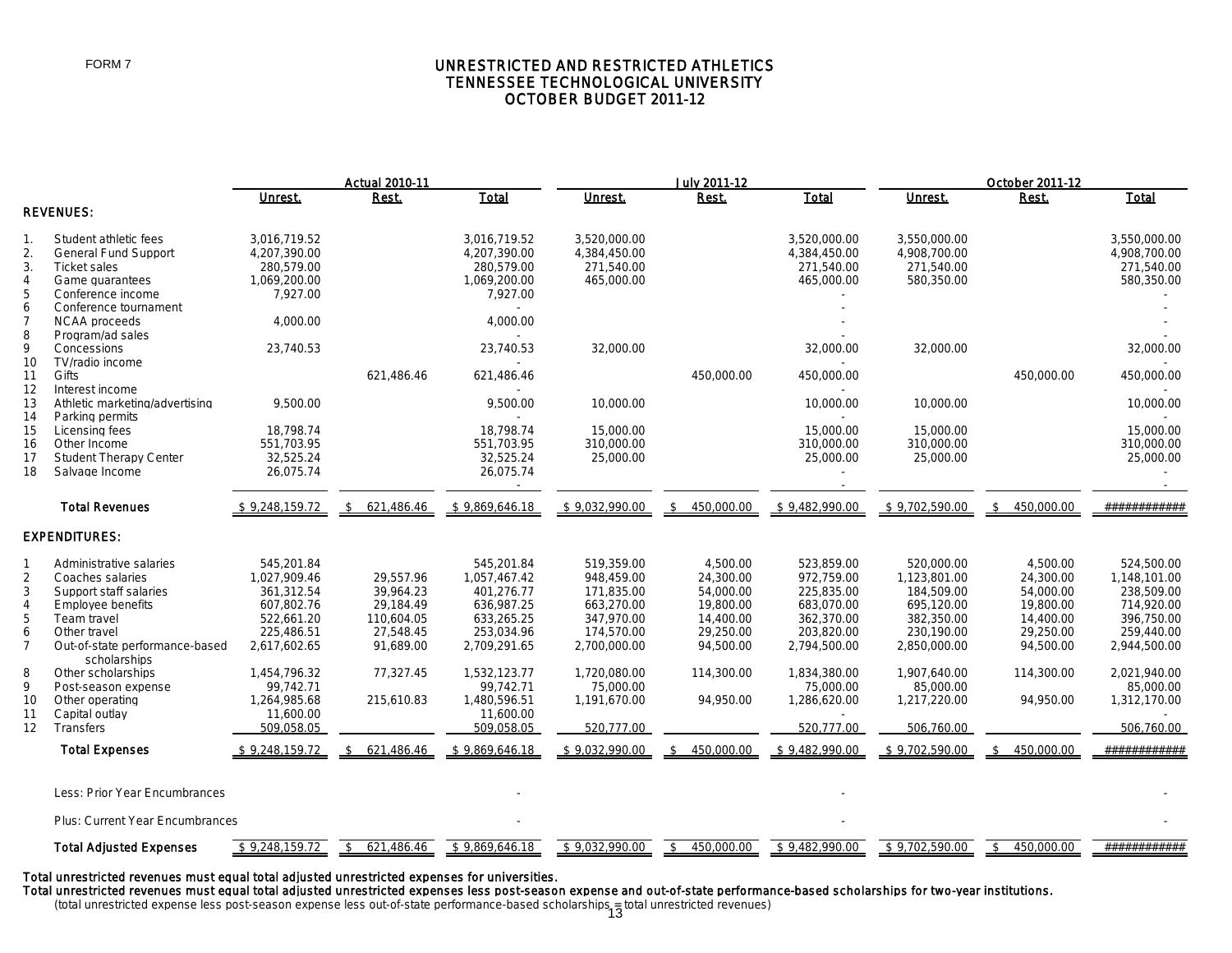FORM 7

# UNRESTRICTED AND RESTRICTED ATHLETICS
## TENNESSEE TECHNOLOGICAL UNIVERSITY
## OCTOBER BUDGET 2011-12

| | | Actual 2010-11 | | | July 2011-12 | | | October 2011-12 | | |
|---|---|---|---|---|---|---|---|---|---|---|
| | | Unrest. | Rest. | Total | Unrest. | Rest. | Total | Unrest. | Rest. | Total |
| **REVENUES:** | | | | | | | | | | |
| 1. | Student athletic fees | 3,016,719.52 | | 3,016,719.52 | 3,520,000.00 | | 3,520,000.00 | 3,550,000.00 | | 3,550,000.00 |
| 2. | General Fund Support | 4,207,390.00 | | 4,207,390.00 | 4,384,450.00 | | 4,384,450.00 | 4,908,700.00 | | 4,908,700.00 |
| 3. | Ticket sales | 280,579.00 | | 280,579.00 | 271,540.00 | | 271,540.00 | 271,540.00 | | 271,540.00 |
| 4 | Game guarantees | 1,069,200.00 | | 1,069,200.00 | 465,000.00 | | 465,000.00 | 580,350.00 | | 580,350.00 |
| 5 | Conference income | 7,927.00 | | 7,927.00 | | | - | | | - |
| 6 | Conference tournament | | | - | | | - | | | - |
| 7 | NCAA proceeds | 4,000.00 | | 4,000.00 | | | - | | | - |
| 8 | Program/ad sales | | | - | | | - | | | - |
| 9 | Concessions | 23,740.53 | | 23,740.53 | 32,000.00 | | 32,000.00 | 32,000.00 | | 32,000.00 |
| 10 | TV/radio income | | | - | | | - | | | - |
| 11 | Gifts | | 621,486.46 | 621,486.46 | | 450,000.00 | 450,000.00 | | 450,000.00 | 450,000.00 |
| 12 | Interest income | | | - | | | - | | | - |
| 13 | Athletic marketing/advertising | 9,500.00 | | 9,500.00 | 10,000.00 | | 10,000.00 | 10,000.00 | | 10,000.00 |
| 14 | Parking permits | | | - | | | - | | | - |
| 15 | Licensing fees | 18,798.74 | | 18,798.74 | 15,000.00 | | 15,000.00 | 15,000.00 | | 15,000.00 |
| 16 | Other Income | 551,703.95 | | 551,703.95 | 310,000.00 | | 310,000.00 | 310,000.00 | | 310,000.00 |
| 17 | Student Therapy Center | 32,525.24 | | 32,525.24 | 25,000.00 | | 25,000.00 | 25,000.00 | | 25,000.00 |
| 18 | Salvage Income | 26,075.74 | | 26,075.74 | | | - | | | - |
| | | | | - | | | - | | | - |
| | **Total Revenues** | $ 9,248,159.72 | $ 621,486.46 | $ 9,869,646.18 | $ 9,032,990.00 | $ 450,000.00 | $ 9,482,990.00 | $ 9,702,590.00 | $ 450,000.00 | ########### |
| **EXPENDITURES:** | | | | | | | | | | |
| 1 | Administrative salaries | 545,201.84 | | 545,201.84 | 519,359.00 | 4,500.00 | 523,859.00 | 520,000.00 | 4,500.00 | 524,500.00 |
| 2 | Coaches salaries | 1,027,909.46 | 29,557.96 | 1,057,467.42 | 948,459.00 | 24,300.00 | 972,759.00 | 1,123,801.00 | 24,300.00 | 1,148,101.00 |
| 3 | Support staff salaries | 361,312.54 | 39,964.23 | 401,276.77 | 171,835.00 | 54,000.00 | 225,835.00 | 184,509.00 | 54,000.00 | 238,509.00 |
| 4 | Employee benefits | 607,802.76 | 29,184.49 | 636,987.25 | 663,270.00 | 19,800.00 | 683,070.00 | 695,120.00 | 19,800.00 | 714,920.00 |
| 5 | Team travel | 522,661.20 | 110,604.05 | 633,265.25 | 347,970.00 | 14,400.00 | 362,370.00 | 382,350.00 | 14,400.00 | 396,750.00 |
| 6 | Other travel | 225,486.51 | 27,548.45 | 253,034.96 | 174,570.00 | 29,250.00 | 203,820.00 | 230,190.00 | 29,250.00 | 259,440.00 |
| 7 | Out-of-state performance-based scholarships | 2,617,602.65 | 91,689.00 | 2,709,291.65 | 2,700,000.00 | 94,500.00 | 2,794,500.00 | 2,850,000.00 | 94,500.00 | 2,944,500.00 |
| 8 | Other scholarships | 1,454,796.32 | 77,327.45 | 1,532,123.77 | 1,720,080.00 | 114,300.00 | 1,834,380.00 | 1,907,640.00 | 114,300.00 | 2,021,940.00 |
| 9 | Post-season expense | 99,742.71 | | 99,742.71 | 75,000.00 | | 75,000.00 | 85,000.00 | | 85,000.00 |
| 10 | Other operating | 1,264,985.68 | 215,610.83 | 1,480,596.51 | 1,191,670.00 | 94,950.00 | 1,286,620.00 | 1,217,220.00 | 94,950.00 | 1,312,170.00 |
| 11 | Capital outlay | 11,600.00 | | 11,600.00 | | | - | | | - |
| 12 | Transfers | 509,058.05 | | 509,058.05 | 520,777.00 | | 520,777.00 | 506,760.00 | | 506,760.00 |
| | **Total Expenses** | $ 9,248,159.72 | $ 621,486.46 | $ 9,869,646.18 | $ 9,032,990.00 | $ 450,000.00 | $ 9,482,990.00 | $ 9,702,590.00 | $ 450,000.00 | ########### |
| | Less: Prior Year Encumbrances | | | - | | | - | | | - |
| | Plus: Current Year Encumbrances | | | - | | | - | | | - |
| | **Total Adjusted Expenses** | $ 9,248,159.72 | $ 621,486.46 | $ 9,869,646.18 | $ 9,032,990.00 | $ 450,000.00 | $ 9,482,990.00 | $ 9,702,590.00 | $ 450,000.00 | ########### |

**Total unrestricted revenues must equal total adjusted unrestricted expenses for universities.**

**Total unrestricted revenues must equal total adjusted unrestricted expenses less post-season expense and out-of-state performance-based scholarships for two-year institutions.**

(total unrestricted expense less post-season expense less out-of-state performance-based scholarships = total unrestricted revenues)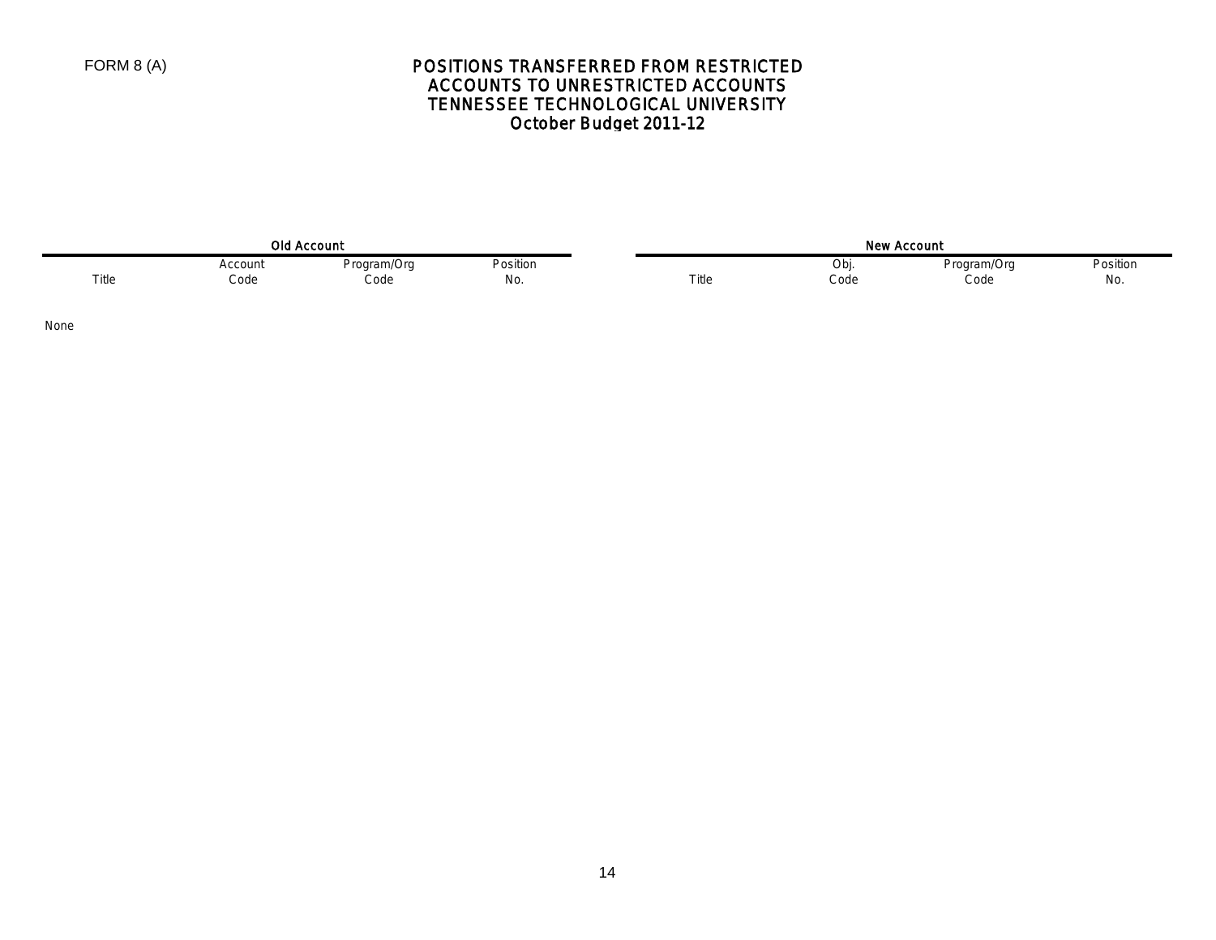FORM 8 (A)

# POSITIONS TRANSFERRED FROM RESTRICTED ACCOUNTS TO UNRESTRICTED ACCOUNTS
## TENNESSEE TECHNOLOGICAL UNIVERSITY
## October Budget 2011-12

| Old Account | | | | New Account | | | |
|---|---|---|---|---|---|---|---|
| Title | Account Code | Program/Org Code | Position No. | Title | Obj. Code | Program/Org Code | Position No. |
| None | | | | | | | |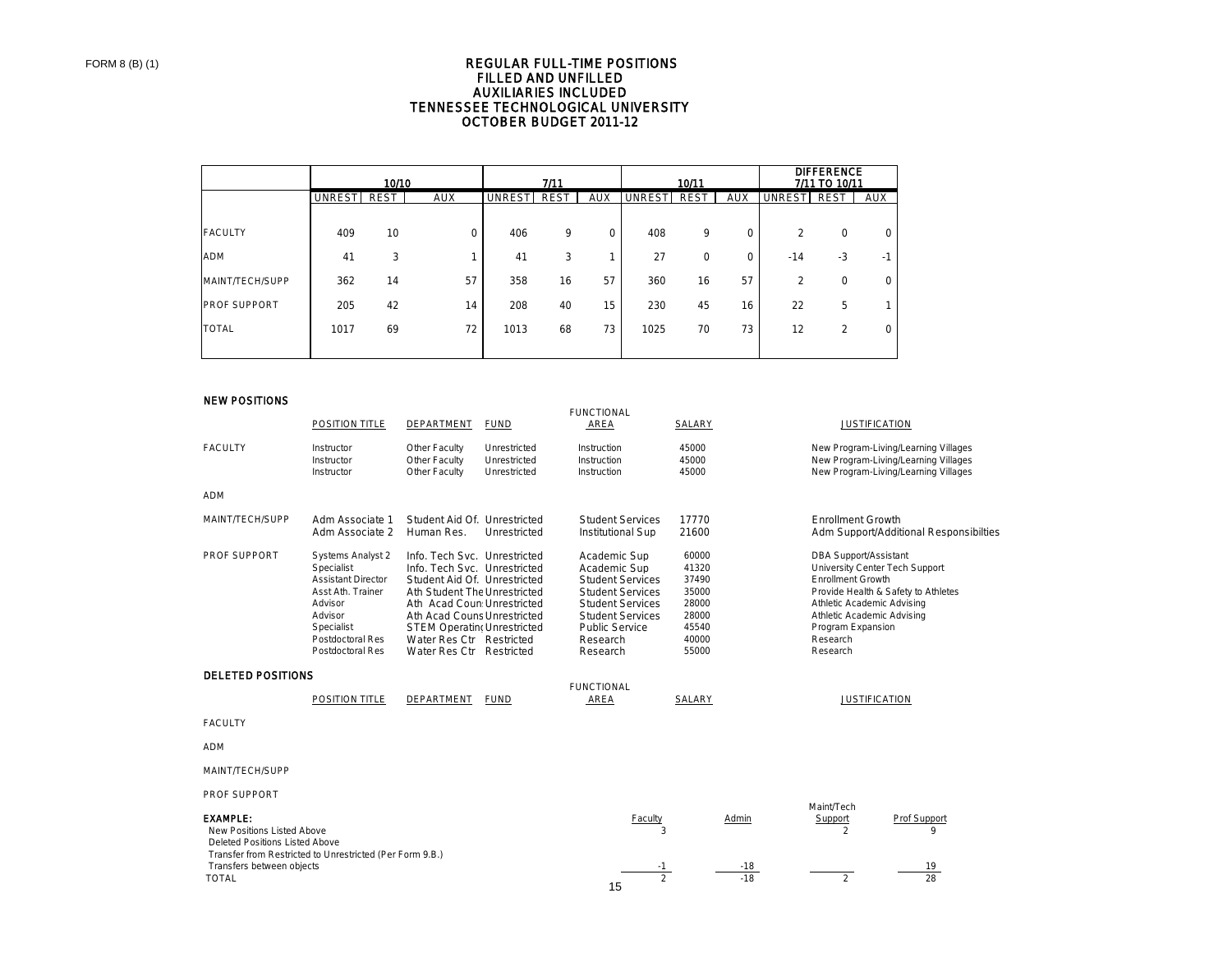FORM 8 (B) (1)

# REGULAR FULL-TIME POSITIONS
## FILLED AND UNFILLED
## AUXILIARIES INCLUDED
## TENNESSEE TECHNOLOGICAL UNIVERSITY
## OCTOBER BUDGET 2011-12

| | 10/10 | | | 7/11 | | | 10/11 | | | DIFFERENCE 7/11 TO 10/11 | | |
|---|---|---|---|---|---|---|---|---|---|---|---|---|
| | UNREST | REST | AUX | UNREST | REST | AUX | UNREST | REST | AUX | UNREST | REST | AUX |
| FACULTY | 409 | 10 | 0 | 406 | 9 | 0 | 408 | 9 | 0 | 2 | 0 | 0 |
| ADM | 41 | 3 | 1 | 41 | 3 | 1 | 27 | 0 | 0 | -14 | -3 | -1 |
| MAINT/TECH/SUPP | 362 | 14 | 57 | 358 | 16 | 57 | 360 | 16 | 57 | 2 | 0 | 0 |
| PROF SUPPORT | 205 | 42 | 14 | 208 | 40 | 15 | 230 | 45 | 16 | 22 | 5 | 1 |
| TOTAL | 1017 | 69 | 72 | 1013 | 68 | 73 | 1025 | 70 | 73 | 12 | 2 | 0 |

### NEW POSITIONS

| | POSITION TITLE | DEPARTMENT | FUND | FUNCTIONAL AREA | SALARY | JUSTIFICATION |
|---|---|---|---|---|---|---|
| FACULTY | Instructor | Other Faculty | Unrestricted | Instruction | 45000 | New Program-Living/Learning Villages |
| | Instructor | Other Faculty | Unrestricted | Instruction | 45000 | New Program-Living/Learning Villages |
| | Instructor | Other Faculty | Unrestricted | Instruction | 45000 | New Program-Living/Learning Villages |
| ADM | | | | | | |
| MAINT/TECH/SUPP | Adm Associate 1 | Student Aid Of. | Unrestricted | Student Services | 17770 | Enrollment Growth |
| | Adm Associate 2 | Human Res. | Unrestricted | Institutional Sup | 21600 | Adm Support/Additional Responsibilties |
| PROF SUPPORT | Systems Analyst 2 | Info. Tech Svc. | Unrestricted | Academic Sup | 60000 | DBA Support/Assistant |
| | Specialist | Info. Tech Svc. | Unrestricted | Academic Sup | 41320 | University Center Tech Support |
| | Assistant Director | Student Aid Of. | Unrestricted | Student Services | 37490 | Enrollment Growth |
| | Asst Ath. Trainer | Ath Student The | Unrestricted | Student Services | 35000 | Provide Health & Safety to Athletes |
| | Advisor | Ath Acad Coun | Unrestricted | Student Services | 28000 | Athletic Academic Advising |
| | Advisor | Ath Acad Couns | Unrestricted | Student Services | 28000 | Athletic Academic Advising |
| | Specialist | STEM Operatin | Unrestricted | Public Service | 45540 | Program Expansion |
| | Postdoctoral Res | Water Res Ctr | Restricted | Research | 40000 | Research |
| | Postdoctoral Res | Water Res Ctr | Restricted | Research | 55000 | Research |

### DELETED POSITIONS

| | POSITION TITLE | DEPARTMENT | FUND | FUNCTIONAL AREA | SALARY | JUSTIFICATION |
|---|---|---|---|---|---|---|
| FACULTY | | | | | | |
| ADM | | | | | | |
| MAINT/TECH/SUPP | | | | | | |
| PROF SUPPORT | | | | | | |

| EXAMPLE: | Faculty | Admin | Maint/Tech Support | Prof Support |
|---|---|---|---|---|
| New Positions Listed Above | 3 | | 2 | 9 |
| Deleted Positions Listed Above | | | | |
| Transfer from Restricted to Unrestricted (Per Form 9.B.) | | | | |
| Transfers between objects | -1 | -18 | | 19 |
| TOTAL | 2 | -18 | 2 | 28 |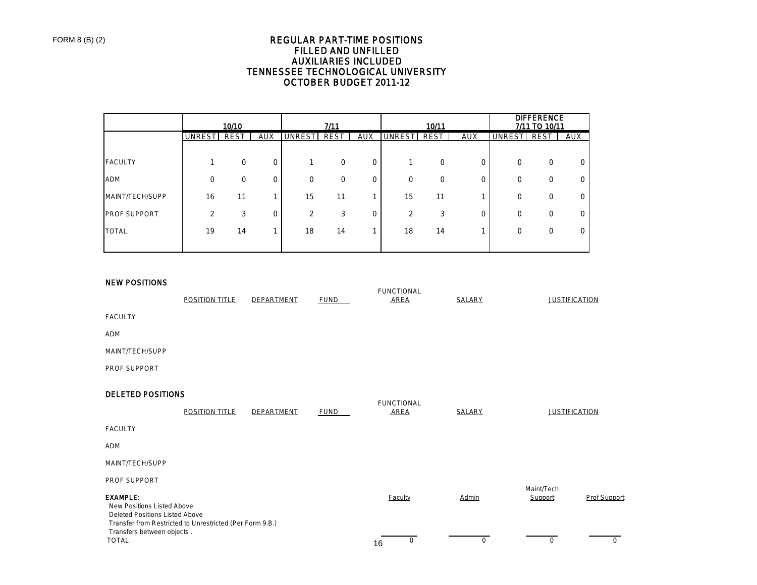FORM 8 (B) (2)

# REGULAR PART-TIME POSITIONS
## FILLED AND UNFILLED
## AUXILIARIES INCLUDED
## TENNESSEE TECHNOLOGICAL UNIVERSITY
## OCTOBER BUDGET 2011-12

| | 10/10 | | | 7/11 | | | 10/11 | | | DIFFERENCE 7/11 TO 10/11 | | |
|---|---|---|---|---|---|---|---|---|---|---|---|---|
| | UNREST | REST | AUX | UNREST | REST | AUX | UNREST | REST | AUX | UNREST | REST | AUX |
| FACULTY | 1 | 0 | 0 | 1 | 0 | 0 | 1 | 0 | 0 | 0 | 0 | 0 |
| ADM | 0 | 0 | 0 | 0 | 0 | 0 | 0 | 0 | 0 | 0 | 0 | 0 |
| MAINT/TECH/SUPP | 16 | 11 | 1 | 15 | 11 | 1 | 15 | 11 | 1 | 0 | 0 | 0 |
| PROF SUPPORT | 2 | 3 | 0 | 2 | 3 | 0 | 2 | 3 | 0 | 0 | 0 | 0 |
| TOTAL | 19 | 14 | 1 | 18 | 14 | 1 | 18 | 14 | 1 | 0 | 0 | 0 |

### NEW POSITIONS

| | POSITION TITLE | DEPARTMENT | FUND | FUNCTIONAL AREA | SALARY | JUSTIFICATION |
|---|---|---|---|---|---|---|
| FACULTY | | | | | | |
| ADM | | | | | | |
| MAINT/TECH/SUPP | | | | | | |
| PROF SUPPORT | | | | | | |

### DELETED POSITIONS

| | POSITION TITLE | DEPARTMENT | FUND | FUNCTIONAL AREA | SALARY | JUSTIFICATION |
|---|---|---|---|---|---|---|
| FACULTY | | | | | | |
| ADM | | | | | | |
| MAINT/TECH/SUPP | | | | | | |
| PROF SUPPORT | | | | | | |

| EXAMPLE: | Faculty | Admin | Maint/Tech Support | Prof Support |
|---|---|---|---|---|
| New Positions Listed Above | | | | |
| Deleted Positions Listed Above | | | | |
| Transfer from Restricted to Unrestricted (Per Form 9.B.) | | | | |
| Transfers between objects . | | | | |
| TOTAL | 0 | 0 | 0 | 0 |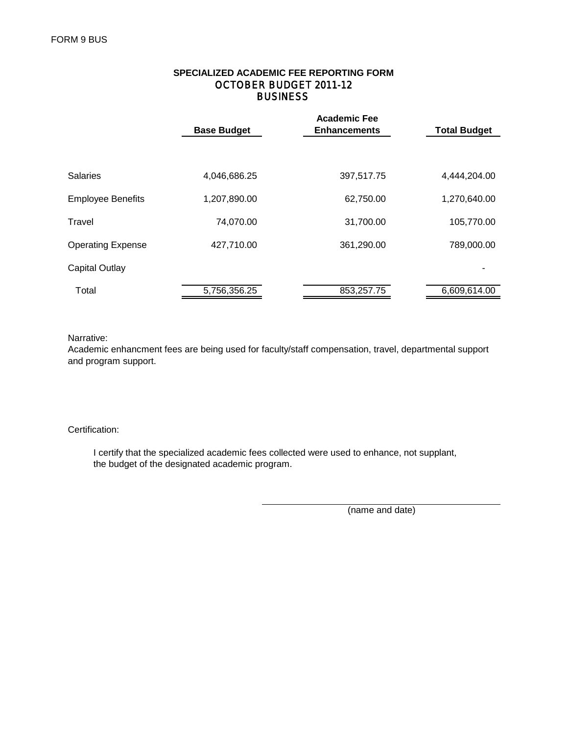FORM 9 BUS

## SPECIALIZED ACADEMIC FEE REPORTING FORM
## OCTOBER BUDGET 2011-12
## BUSINESS

| | Base Budget | Academic Fee Enhancements | Total Budget |
|---|---|---|---|
| Salaries | 4,046,686.25 | 397,517.75 | 4,444,204.00 |
| Employee Benefits | 1,207,890.00 | 62,750.00 | 1,270,640.00 |
| Travel | 74,070.00 | 31,700.00 | 105,770.00 |
| Operating Expense | 427,710.00 | 361,290.00 | 789,000.00 |
| Capital Outlay | | | - |
| Total | 5,756,356.25 | 853,257.75 | 6,609,614.00 |

Narrative:
Academic enhancment fees are being used for faculty/staff compensation, travel, departmental support and program support.

Certification:

I certify that the specialized academic fees collected were used to enhance, not supplant, the budget of the designated academic program.

______________________________
(name and date)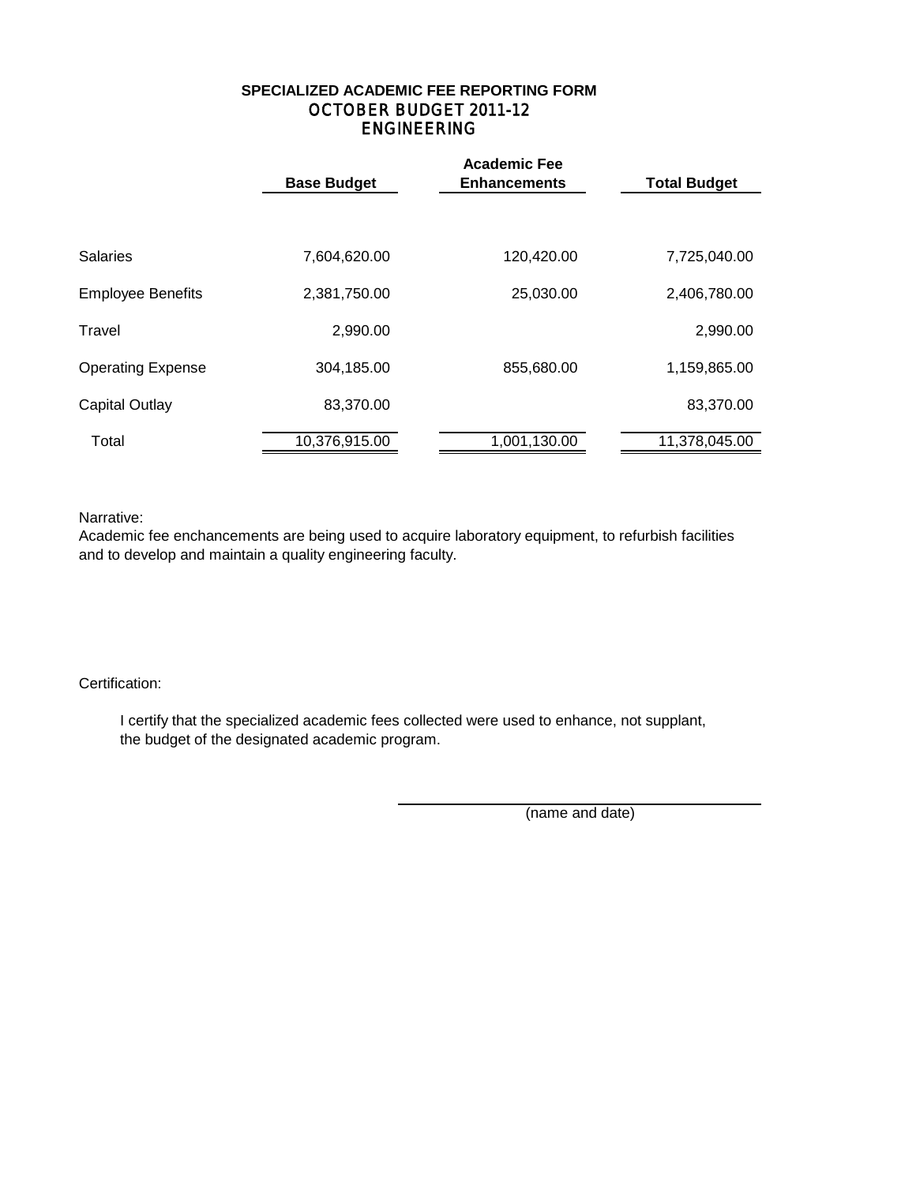# SPECIALIZED ACADEMIC FEE REPORTING FORM
## OCTOBER BUDGET 2011-12
## ENGINEERING

| | Base Budget | Academic Fee Enhancements | Total Budget |
|---|---|---|---|
| Salaries | 7,604,620.00 | 120,420.00 | 7,725,040.00 |
| Employee Benefits | 2,381,750.00 | 25,030.00 | 2,406,780.00 |
| Travel | 2,990.00 | | 2,990.00 |
| Operating Expense | 304,185.00 | 855,680.00 | 1,159,865.00 |
| Capital Outlay | 83,370.00 | | 83,370.00 |
| Total | 10,376,915.00 | 1,001,130.00 | 11,378,045.00 |

Narrative:
Academic fee enchancements are being used to acquire laboratory equipment, to refurbish facilities and to develop and maintain a quality engineering faculty.

Certification:

I certify that the specialized academic fees collected were used to enhance, not supplant, the budget of the designated academic program.

(name and date)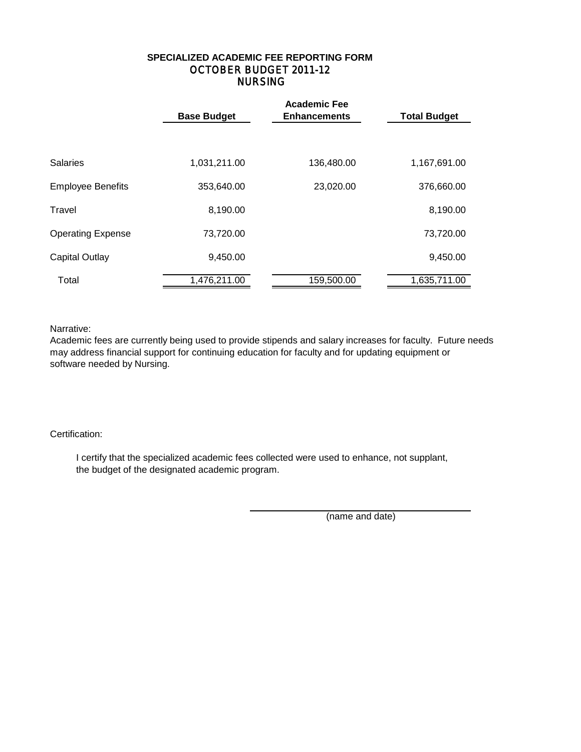**SPECIALIZED ACADEMIC FEE REPORTING FORM**
**OCTOBER BUDGET 2011-12**
**NURSING**

| | Base Budget | Academic Fee Enhancements | Total Budget |
|---|---|---|---|
| Salaries | 1,031,211.00 | 136,480.00 | 1,167,691.00 |
| Employee Benefits | 353,640.00 | 23,020.00 | 376,660.00 |
| Travel | 8,190.00 | | 8,190.00 |
| Operating Expense | 73,720.00 | | 73,720.00 |
| Capital Outlay | 9,450.00 | | 9,450.00 |
| Total | 1,476,211.00 | 159,500.00 | 1,635,711.00 |

Narrative:
Academic fees are currently being used to provide stipends and salary increases for faculty. Future needs may address financial support for continuing education for faculty and for updating equipment or software needed by Nursing.

Certification:

I certify that the specialized academic fees collected were used to enhance, not supplant, the budget of the designated academic program.

\_\_\_\_\_\_\_\_\_\_\_\_\_\_\_\_\_\_\_\_\_\_\_\_\_\_\_\_\_\_
(name and date)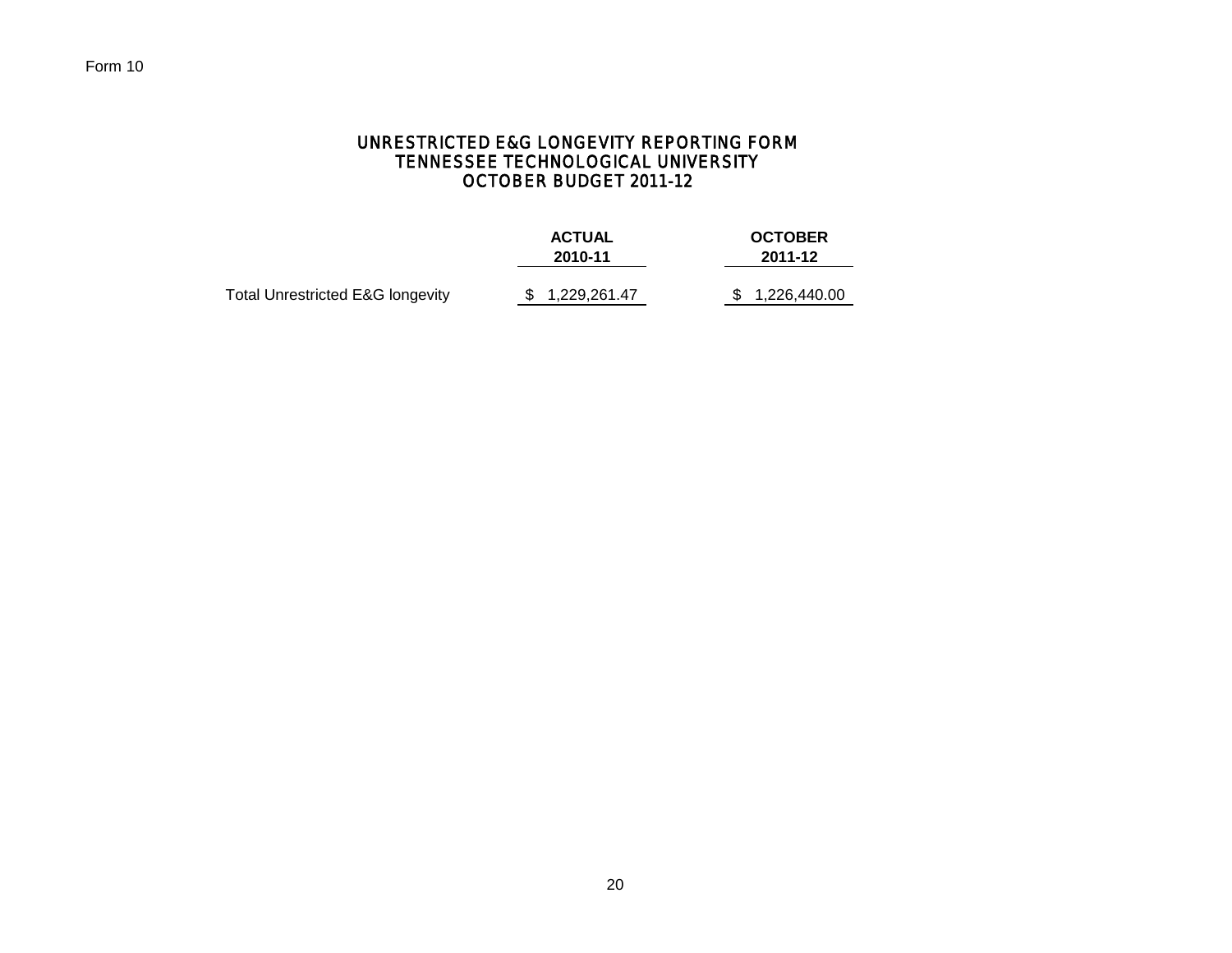Form 10

# UNRESTRICTED E&G LONGEVITY REPORTING FORM
## TENNESSEE TECHNOLOGICAL UNIVERSITY
## OCTOBER BUDGET 2011-12

| | ACTUAL 2010-11 | OCTOBER 2011-12 |
|---|---|---|
| Total Unrestricted E&G longevity | $ 1,229,261.47 | $ 1,226,440.00 |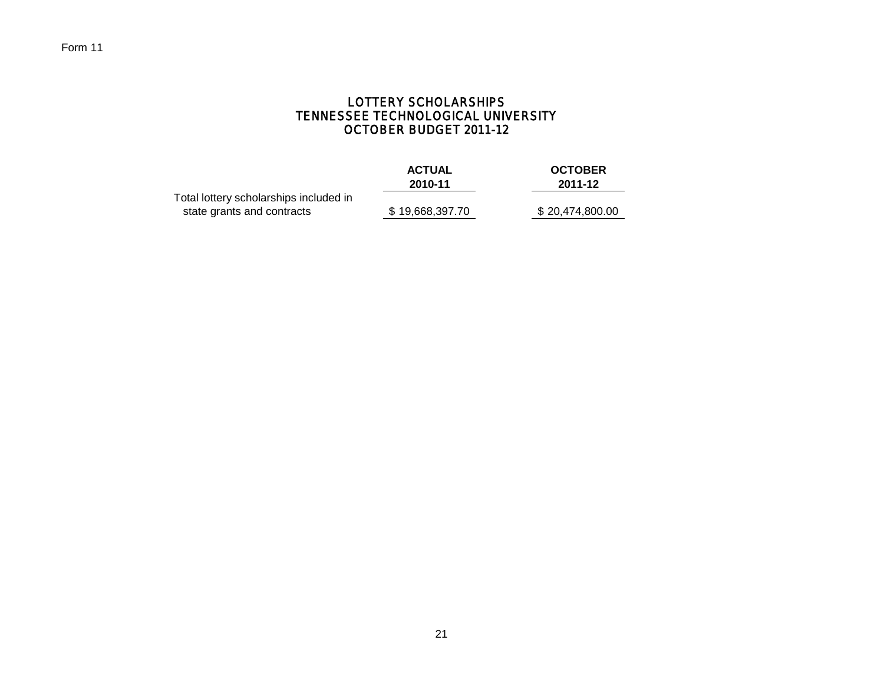Form 11

# LOTTERY SCHOLARSHIPS
# TENNESSEE TECHNOLOGICAL UNIVERSITY
# OCTOBER BUDGET 2011-12

| | **ACTUAL 2010-11** | **OCTOBER 2011-12** |
|---|---|---|
| Total lottery scholarships included in state grants and contracts | $ 19,668,397.70 | $ 20,474,800.00 |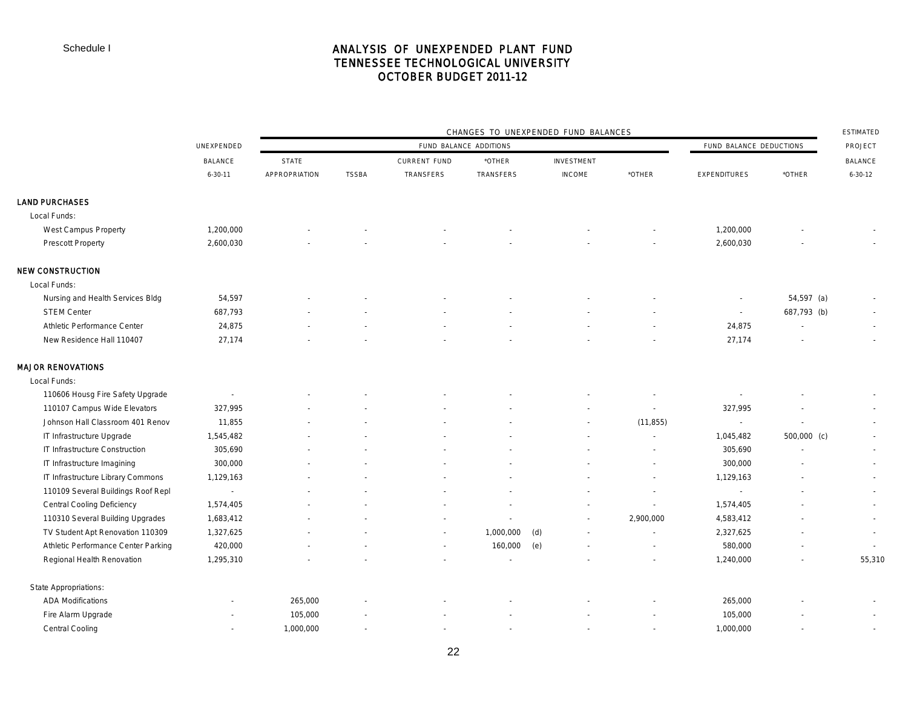Schedule I

# ANALYSIS OF UNEXPENDED PLANT FUND
## TENNESSEE TECHNOLOGICAL UNIVERSITY
## OCTOBER BUDGET 2011-12

| | UNEXPENDED BALANCE 6-30-11 | CHANGES TO UNEXPENDED FUND BALANCES | | | | | | | | ESTIMATED PROJECT BALANCE 6-30-12 |
|---|---|---|---|---|---|---|---|---|---|---|
| | | FUND BALANCE ADDITIONS | | | | | | FUND BALANCE DEDUCTIONS | | |
| | | STATE APPROPRIATION | TSSBA | CURRENT FUND TRANSFERS | *OTHER TRANSFERS | INVESTMENT INCOME | *OTHER | EXPENDITURES | *OTHER | |
| **LAND PURCHASES** | | | | | | | | | | |
| Local Funds: | | | | | | | | | | |
| West Campus Property | 1,200,000 | - | - | - | - | - | - | 1,200,000 | - | - |
| Prescott Property | 2,600,030 | - | - | - | - | - | - | 2,600,030 | - | - |
| **NEW CONSTRUCTION** | | | | | | | | | | |
| Local Funds: | | | | | | | | | | |
| Nursing and Health Services Bldg | 54,597 | - | - | - | - | - | - | - | 54,597 (a) | - |
| STEM Center | 687,793 | - | - | - | - | - | - | - | 687,793 (b) | - |
| Athletic Performance Center | 24,875 | - | - | - | - | - | - | 24,875 | - | - |
| New Residence Hall 110407 | 27,174 | - | - | - | - | - | - | 27,174 | - | - |
| **MAJOR RENOVATIONS** | | | | | | | | | | |
| Local Funds: | | | | | | | | | | |
| 110606 Housg Fire Safety Upgrade | - | - | - | - | - | - | - | - | - | - |
| 110107 Campus Wide Elevators | 327,995 | - | - | - | - | - | - | 327,995 | - | - |
| Johnson Hall Classroom 401 Renov | 11,855 | - | - | - | - | - | (11,855) | - | - | - |
| IT Infrastructure Upgrade | 1,545,482 | - | - | - | - | - | - | 1,045,482 | 500,000 (c) | - |
| IT Infrastructure Construction | 305,690 | - | - | - | - | - | - | 305,690 | - | - |
| IT Infrastructure Imagining | 300,000 | - | - | - | - | - | - | 300,000 | - | - |
| IT Infrastructure Library Commons | 1,129,163 | - | - | - | - | - | - | 1,129,163 | - | - |
| 110109 Several Buildings Roof Repl | - | - | - | - | - | - | - | - | - | - |
| Central Cooling Deficiency | 1,574,405 | - | - | - | - | - | - | 1,574,405 | - | - |
| 110310 Several Building Upgrades | 1,683,412 | - | - | - | - | - | 2,900,000 | 4,583,412 | - | - |
| TV Student Apt Renovation 110309 | 1,327,625 | - | - | - | 1,000,000 (d) | - | - | 2,327,625 | - | - |
| Athletic Performance Center Parking | 420,000 | - | - | - | 160,000 (e) | - | - | 580,000 | - | - |
| Regional Health Renovation | 1,295,310 | - | - | - | - | - | - | 1,240,000 | - | 55,310 |
| State Appropriations: | | | | | | | | | | |
| ADA Modifications | - | 265,000 | - | - | - | - | - | 265,000 | - | - |
| Fire Alarm Upgrade | - | 105,000 | - | - | - | - | - | 105,000 | - | - |
| Central Cooling | - | 1,000,000 | - | - | - | - | - | 1,000,000 | - | - |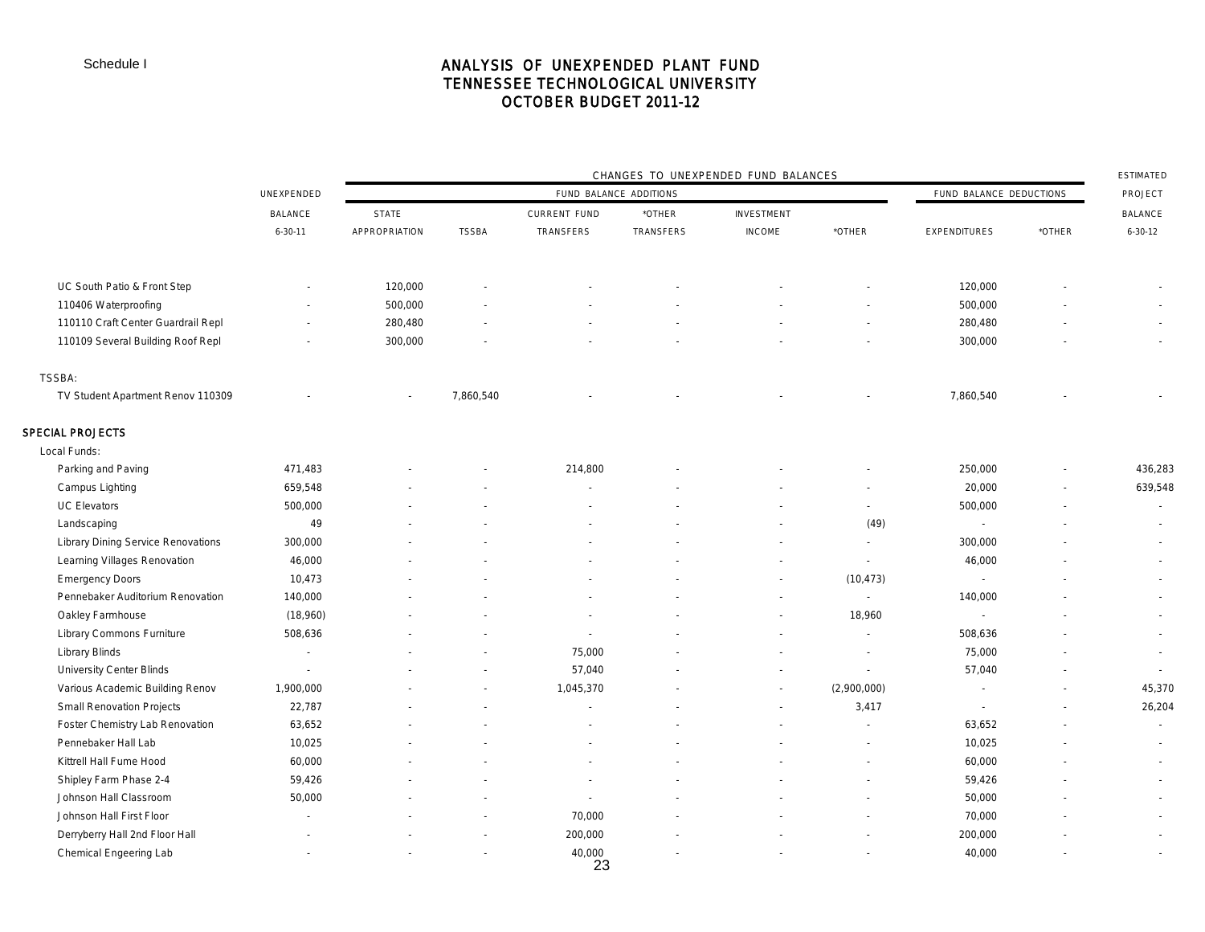Schedule I

# ANALYSIS OF UNEXPENDED PLANT FUND
## TENNESSEE TECHNOLOGICAL UNIVERSITY
## OCTOBER BUDGET 2011-12

| | UNEXPENDED BALANCE 6-30-11 | CHANGES TO UNEXPENDED FUND BALANCES — FUND BALANCE ADDITIONS: STATE APPROPRIATION | TSSBA | CURRENT FUND TRANSFERS | *OTHER TRANSFERS | INVESTMENT INCOME | *OTHER | FUND BALANCE DEDUCTIONS: EXPENDITURES | *OTHER | ESTIMATED PROJECT BALANCE 6-30-12 |
|---|---|---|---|---|---|---|---|---|---|---|
| UC South Patio & Front Step | - | 120,000 | - | - | - | - | - | 120,000 | - | - |
| 110406 Waterproofing | - | 500,000 | - | - | - | - | - | 500,000 | - | - |
| 110110 Craft Center Guardrail Repl | - | 280,480 | - | - | - | - | - | 280,480 | - | - |
| 110109 Several Building Roof Repl | - | 300,000 | - | - | - | - | - | 300,000 | - | - |
| TSSBA: | | | | | | | | | | |
| TV Student Apartment Renov 110309 | - | - | 7,860,540 | - | - | - | - | 7,860,540 | - | - |
| **SPECIAL PROJECTS** | | | | | | | | | | |
| Local Funds: | | | | | | | | | | |
| Parking and Paving | 471,483 | - | - | 214,800 | - | - | - | 250,000 | - | 436,283 |
| Campus Lighting | 659,548 | - | - | - | - | - | - | 20,000 | - | 639,548 |
| UC Elevators | 500,000 | - | - | - | - | - | - | 500,000 | - | - |
| Landscaping | 49 | - | - | - | - | - | (49) | - | - | - |
| Library Dining Service Renovations | 300,000 | - | - | - | - | - | - | 300,000 | - | - |
| Learning Villages Renovation | 46,000 | - | - | - | - | - | - | 46,000 | - | - |
| Emergency Doors | 10,473 | - | - | - | - | - | (10,473) | - | - | - |
| Pennebaker Auditorium Renovation | 140,000 | - | - | - | - | - | - | 140,000 | - | - |
| Oakley Farmhouse | (18,960) | - | - | - | - | - | 18,960 | - | - | - |
| Library Commons Furniture | 508,636 | - | - | - | - | - | - | 508,636 | - | - |
| Library Blinds | - | - | - | 75,000 | - | - | - | 75,000 | - | - |
| University Center Blinds | - | - | - | 57,040 | - | - | - | 57,040 | - | - |
| Various Academic Building Renov | 1,900,000 | - | - | 1,045,370 | - | - | (2,900,000) | - | - | 45,370 |
| Small Renovation Projects | 22,787 | - | - | - | - | - | 3,417 | - | - | 26,204 |
| Foster Chemistry Lab Renovation | 63,652 | - | - | - | - | - | - | 63,652 | - | - |
| Pennebaker Hall Lab | 10,025 | - | - | - | - | - | - | 10,025 | - | - |
| Kittrell Hall Fume Hood | 60,000 | - | - | - | - | - | - | 60,000 | - | - |
| Shipley Farm Phase 2-4 | 59,426 | - | - | - | - | - | - | 59,426 | - | - |
| Johnson Hall Classroom | 50,000 | - | - | - | - | - | - | 50,000 | - | - |
| Johnson Hall First Floor | - | - | - | 70,000 | - | - | - | 70,000 | - | - |
| Derryberry Hall 2nd Floor Hall | - | - | - | 200,000 | - | - | - | 200,000 | - | - |
| Chemical Engeering Lab | - | - | - | 40,000 | - | - | - | 40,000 | - | - |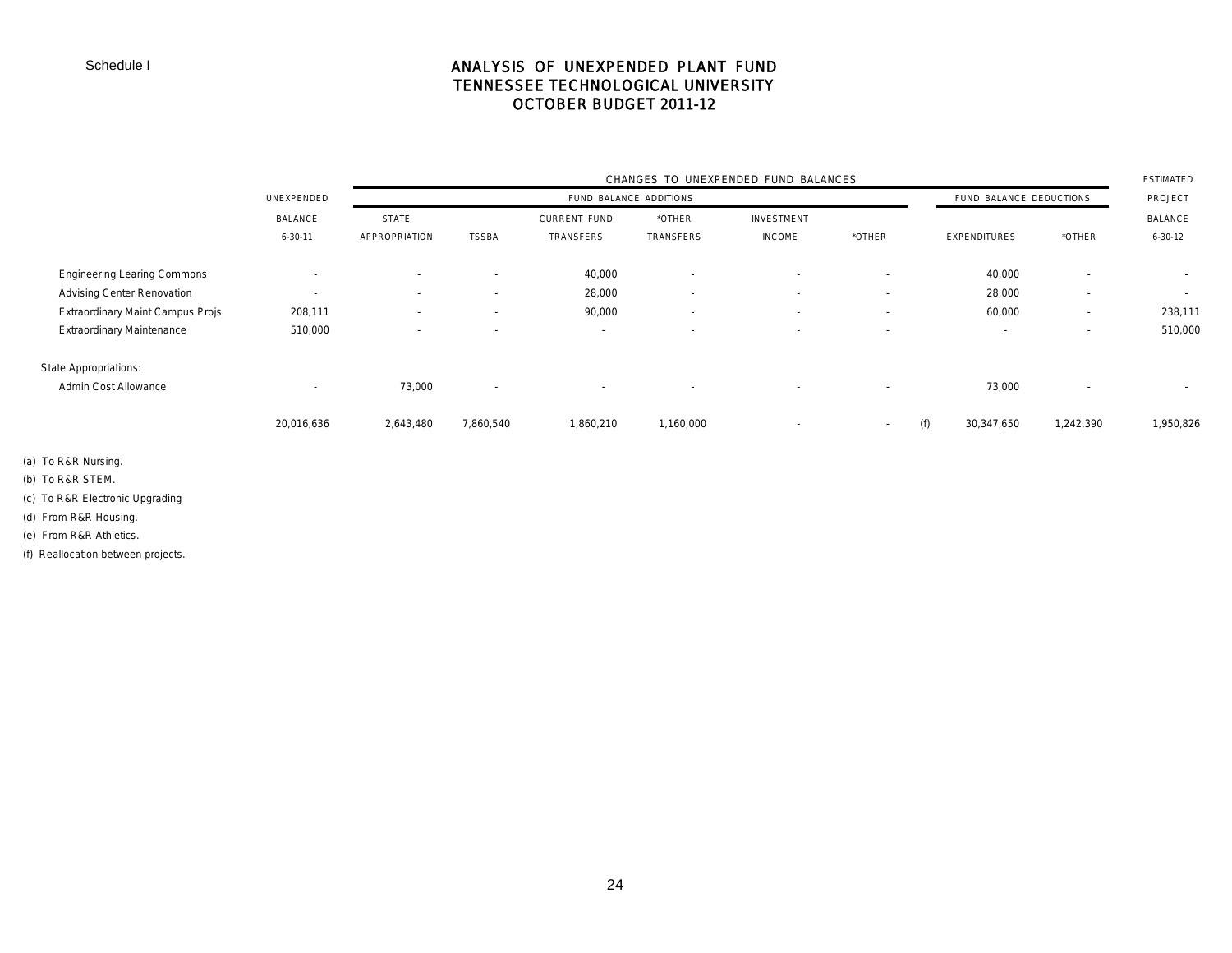Schedule I

# ANALYSIS OF UNEXPENDED PLANT FUND
## TENNESSEE TECHNOLOGICAL UNIVERSITY
## OCTOBER BUDGET 2011-12

| | UNEXPENDED BALANCE 6-30-11 | CHANGES TO UNEXPENDED FUND BALANCES — FUND BALANCE ADDITIONS | | | | | | | FUND BALANCE DEDUCTIONS | | ESTIMATED PROJECT BALANCE 6-30-12 |
|---|---|---|---|---|---|---|---|---|---|---|---|
| | | STATE APPROPRIATION | TSSBA | CURRENT FUND TRANSFERS | *OTHER TRANSFERS | INVESTMENT INCOME | *OTHER | | EXPENDITURES | *OTHER | |
| Engineering Learing Commons | - | - | - | 40,000 | - | - | - | | 40,000 | - | - |
| Advising Center Renovation | - | - | - | 28,000 | - | - | - | | 28,000 | - | - |
| Extraordinary Maint Campus Projs | 208,111 | - | - | 90,000 | - | - | - | | 60,000 | - | 238,111 |
| Extraordinary Maintenance | 510,000 | - | - | - | - | - | - | | - | - | 510,000 |
| State Appropriations: | | | | | | | | | | | |
| Admin Cost Allowance | - | 73,000 | - | - | - | - | - | | 73,000 | - | - |
| | 20,016,636 | 2,643,480 | 7,860,540 | 1,860,210 | 1,160,000 | - | - | (f) | 30,347,650 | 1,242,390 | 1,950,826 |

(a) To R&R Nursing.

(b) To R&R STEM.

(c) To R&R Electronic Upgrading

(d) From R&R Housing.

(e) From R&R Athletics.

(f) Reallocation between projects.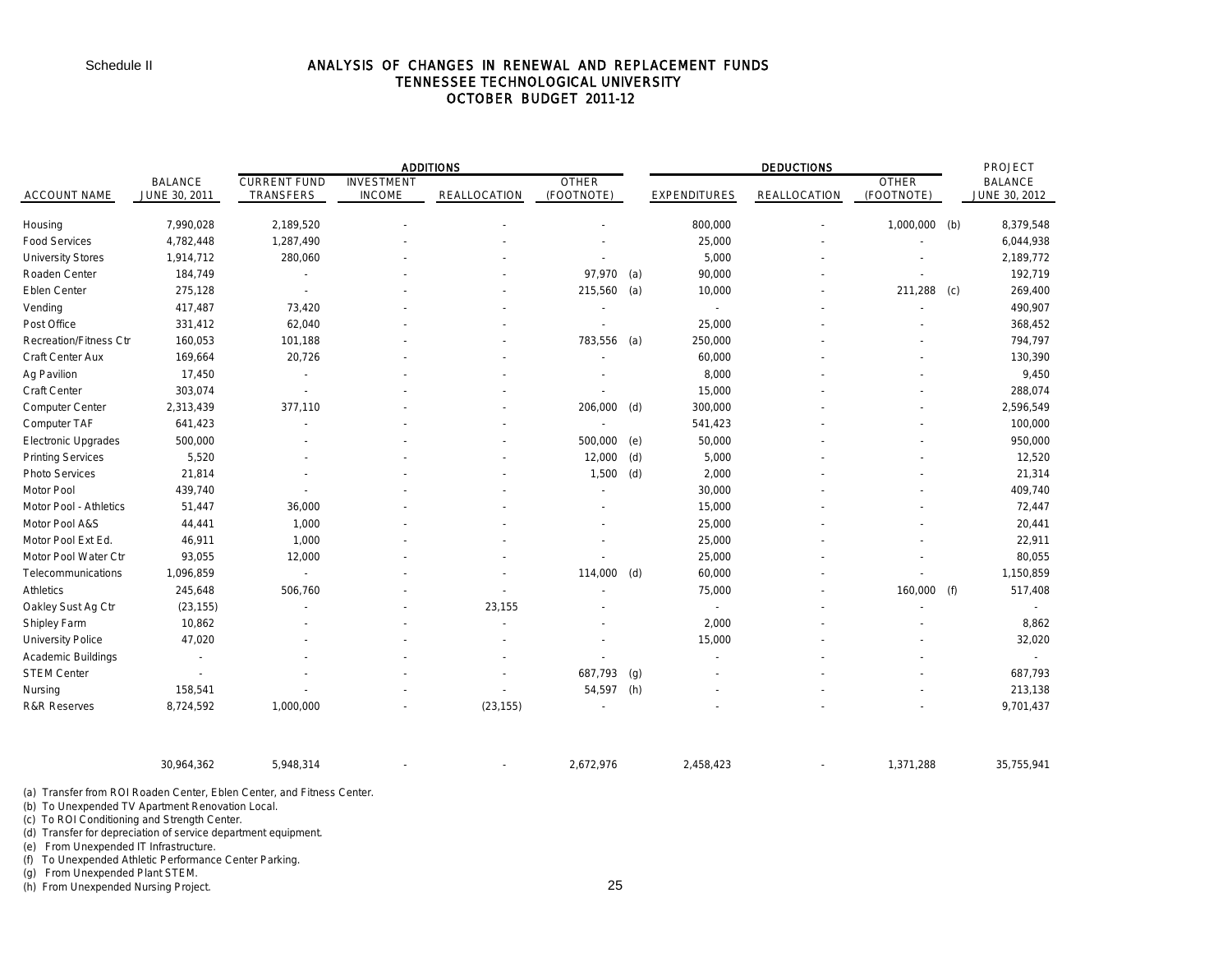Schedule II

# ANALYSIS OF CHANGES IN RENEWAL AND REPLACEMENT FUNDS
## TENNESSEE TECHNOLOGICAL UNIVERSITY
## OCTOBER BUDGET 2011-12

| | | ADDITIONS | | | | | DEDUCTIONS | | | | PROJECT |
|---|---|---|---|---|---|---|---|---|---|---|---|
| ACCOUNT NAME | BALANCE JUNE 30, 2011 | CURRENT FUND TRANSFERS | INVESTMENT INCOME | REALLOCATION | OTHER (FOOTNOTE) | | EXPENDITURES | REALLOCATION | OTHER (FOOTNOTE) | | BALANCE JUNE 30, 2012 |
| Housing | 7,990,028 | 2,189,520 | - | - | - | | 800,000 | - | 1,000,000 | (b) | 8,379,548 |
| Food Services | 4,782,448 | 1,287,490 | - | - | - | | 25,000 | - | - | | 6,044,938 |
| University Stores | 1,914,712 | 280,060 | - | - | - | | 5,000 | - | - | | 2,189,772 |
| Roaden Center | 184,749 | - | - | - | 97,970 | (a) | 90,000 | - | - | | 192,719 |
| Eblen Center | 275,128 | - | - | - | 215,560 | (a) | 10,000 | - | 211,288 | (c) | 269,400 |
| Vending | 417,487 | 73,420 | - | - | - | | - | - | - | | 490,907 |
| Post Office | 331,412 | 62,040 | - | - | - | | 25,000 | - | - | | 368,452 |
| Recreation/Fitness Ctr | 160,053 | 101,188 | - | - | 783,556 | (a) | 250,000 | - | - | | 794,797 |
| Craft Center Aux | 169,664 | 20,726 | - | - | - | | 60,000 | - | - | | 130,390 |
| Ag Pavilion | 17,450 | - | - | - | - | | 8,000 | - | - | | 9,450 |
| Craft Center | 303,074 | - | - | - | - | | 15,000 | - | - | | 288,074 |
| Computer Center | 2,313,439 | 377,110 | - | - | 206,000 | (d) | 300,000 | - | - | | 2,596,549 |
| Computer TAF | 641,423 | - | - | - | - | | 541,423 | - | - | | 100,000 |
| Electronic Upgrades | 500,000 | - | - | - | 500,000 | (e) | 50,000 | - | - | | 950,000 |
| Printing Services | 5,520 | - | - | - | 12,000 | (d) | 5,000 | - | - | | 12,520 |
| Photo Services | 21,814 | - | - | - | 1,500 | (d) | 2,000 | - | - | | 21,314 |
| Motor Pool | 439,740 | - | - | - | - | | 30,000 | - | - | | 409,740 |
| Motor Pool - Athletics | 51,447 | 36,000 | - | - | - | | 15,000 | - | - | | 72,447 |
| Motor Pool A&S | 44,441 | 1,000 | - | - | - | | 25,000 | - | - | | 20,441 |
| Motor Pool Ext Ed. | 46,911 | 1,000 | - | - | - | | 25,000 | - | - | | 22,911 |
| Motor Pool Water Ctr | 93,055 | 12,000 | - | - | - | | 25,000 | - | - | | 80,055 |
| Telecommunications | 1,096,859 | - | - | - | 114,000 | (d) | 60,000 | - | - | | 1,150,859 |
| Athletics | 245,648 | 506,760 | - | - | - | | 75,000 | - | 160,000 | (f) | 517,408 |
| Oakley Sust Ag Ctr | (23,155) | - | - | 23,155 | - | | - | - | - | | - |
| Shipley Farm | 10,862 | - | - | - | - | | 2,000 | - | - | | 8,862 |
| University Police | 47,020 | - | - | - | - | | 15,000 | - | - | | 32,020 |
| Academic Buildings | - | - | - | - | - | | - | - | - | | - |
| STEM Center | - | - | - | - | 687,793 | (g) | - | - | - | | 687,793 |
| Nursing | 158,541 | - | - | - | 54,597 | (h) | - | - | - | | 213,138 |
| R&R Reserves | 8,724,592 | 1,000,000 | - | (23,155) | - | | - | - | - | | 9,701,437 |
| | 30,964,362 | 5,948,314 | - | - | 2,672,976 | | 2,458,423 | - | 1,371,288 | | 35,755,941 |

(a) Transfer from ROI Roaden Center, Eblen Center, and Fitness Center.
(b) To Unexpended TV Apartment Renovation Local.
(c) To ROI Conditioning and Strength Center.
(d) Transfer for depreciation of service department equipment.
(e) From Unexpended IT Infrastructure.
(f) To Unexpended Athletic Performance Center Parking.
(g) From Unexpended Plant STEM.
(h) From Unexpended Nursing Project.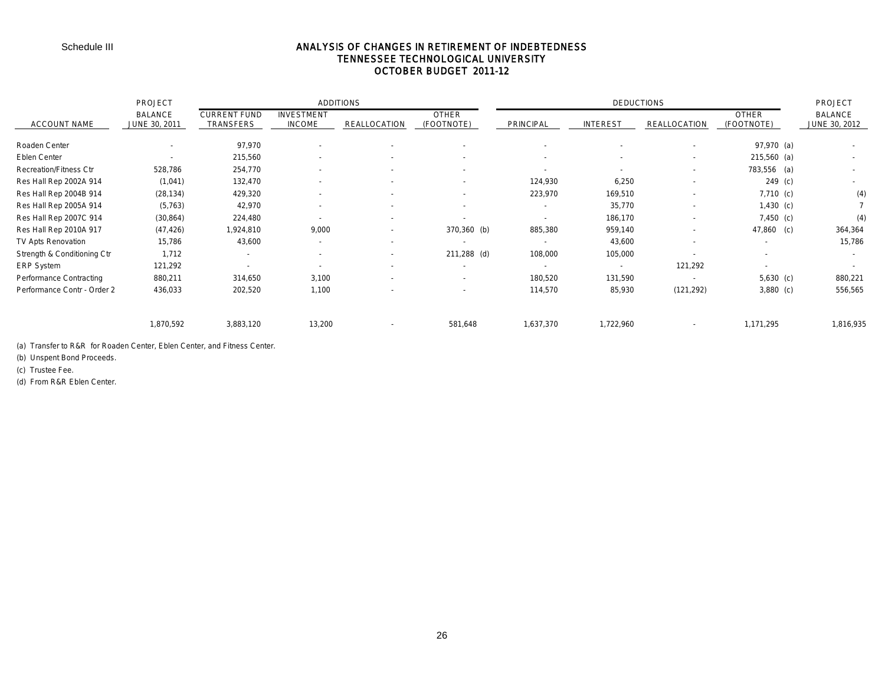Schedule III

# ANALYSIS OF CHANGES IN RETIREMENT OF INDEBTEDNESS
## TENNESSEE TECHNOLOGICAL UNIVERSITY
## OCTOBER BUDGET 2011-12

| ACCOUNT NAME | PROJECT BALANCE JUNE 30, 2011 | ADDITIONS: CURRENT FUND TRANSFERS | ADDITIONS: INVESTMENT INCOME | ADDITIONS: REALLOCATION | ADDITIONS: OTHER (FOOTNOTE) | DEDUCTIONS: PRINCIPAL | DEDUCTIONS: INTEREST | DEDUCTIONS: REALLOCATION | DEDUCTIONS: OTHER (FOOTNOTE) | PROJECT BALANCE JUNE 30, 2012 |
|---|---|---|---|---|---|---|---|---|---|---|
| Roaden Center | - | 97,970 | - | - | - | - | - | - | 97,970 (a) | - |
| Eblen Center | - | 215,560 | - | - | - | - | - | - | 215,560 (a) | - |
| Recreation/Fitness Ctr | 528,786 | 254,770 | - | - | - | - | - | - | 783,556 (a) | - |
| Res Hall Rep 2002A 914 | (1,041) | 132,470 | - | - | - | 124,930 | 6,250 | - | 249 (c) | - |
| Res Hall Rep 2004B 914 | (28,134) | 429,320 | - | - | - | 223,970 | 169,510 | - | 7,710 (c) | (4) |
| Res Hall Rep 2005A 914 | (5,763) | 42,970 | - | - | - | - | 35,770 | - | 1,430 (c) | 7 |
| Res Hall Rep 2007C 914 | (30,864) | 224,480 | - | - | - | - | 186,170 | - | 7,450 (c) | (4) |
| Res Hall Rep 2010A 917 | (47,426) | 1,924,810 | 9,000 | - | 370,360 (b) | 885,380 | 959,140 | - | 47,860 (c) | 364,364 |
| TV Apts Renovation | 15,786 | 43,600 | - | - | - | - | 43,600 | - | - | 15,786 |
| Strength & Conditioning Ctr | 1,712 | - | - | - | 211,288 (d) | 108,000 | 105,000 | - | - | - |
| ERP System | 121,292 | - | - | - | - | - | - | 121,292 | - | - |
| Performance Contracting | 880,211 | 314,650 | 3,100 | - | - | 180,520 | 131,590 | - | 5,630 (c) | 880,221 |
| Performance Contr - Order 2 | 436,033 | 202,520 | 1,100 | - | - | 114,570 | 85,930 | (121,292) | 3,880 (c) | 556,565 |
| | 1,870,592 | 3,883,120 | 13,200 | - | 581,648 | 1,637,370 | 1,722,960 | - | 1,171,295 | 1,816,935 |

(a) Transfer to R&R for Roaden Center, Eblen Center, and Fitness Center.

(b) Unspent Bond Proceeds.

(c) Trustee Fee.

(d) From R&R Eblen Center.